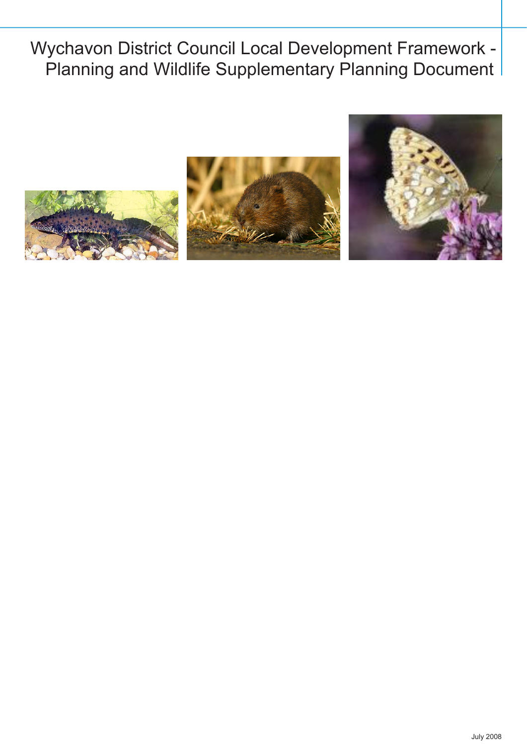# Wychavon District Council Local Development Framework - Planning and Wildlife Supplementary Planning Document

July 2008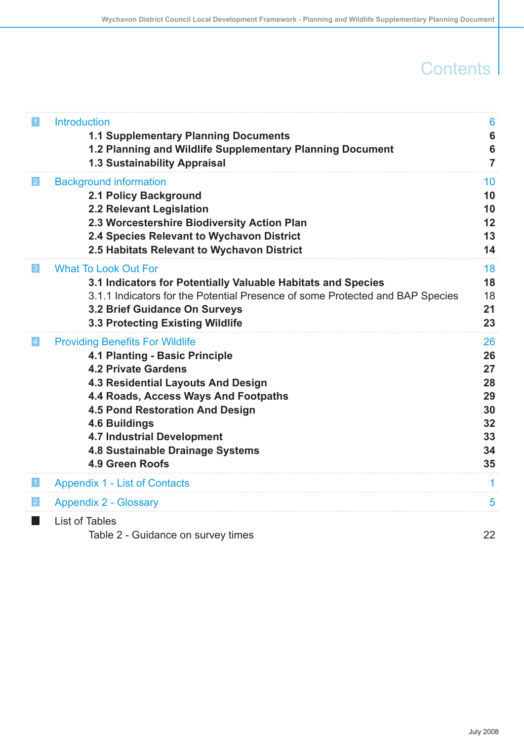# Contents

| | | |
|---|---|---|
| 1 | Introduction | 6 |
| | **1.1 Supplementary Planning Documents** | **6** |
| | **1.2 Planning and Wildlife Supplementary Planning Document** | **6** |
| | **1.3 Sustainability Appraisal** | **7** |
| 2 | Background information | 10 |
| | **2.1 Policy Background** | **10** |
| | **2.2 Relevant Legislation** | **10** |
| | **2.3 Worcestershire Biodiversity Action Plan** | **12** |
| | **2.4 Species Relevant to Wychavon District** | **13** |
| | **2.5 Habitats Relevant to Wychavon District** | **14** |
| 3 | What To Look Out For | 18 |
| | **3.1 Indicators for Potentially Valuable Habitats and Species** | **18** |
| | 3.1.1 Indicators for the Potential Presence of some Protected and BAP Species | 18 |
| | **3.2 Brief Guidance On Surveys** | **21** |
| | **3.3 Protecting Existing Wildlife** | **23** |
| 4 | Providing Benefits For Wildlife | 26 |
| | **4.1 Planting - Basic Principle** | **26** |
| | **4.2 Private Gardens** | **27** |
| | **4.3 Residential Layouts And Design** | **28** |
| | **4.4 Roads, Access Ways And Footpaths** | **29** |
| | **4.5 Pond Restoration And Design** | **30** |
| | **4.6 Buildings** | **32** |
| | **4.7 Industrial Development** | **33** |
| | **4.8 Sustainable Drainage Systems** | **34** |
| | **4.9 Green Roofs** | **35** |
| 1 | Appendix 1 - List of Contacts | 1 |
| 2 | Appendix 2 - Glossary | 5 |
| | List of Tables | |
| | Table 2 - Guidance on survey times | 22 |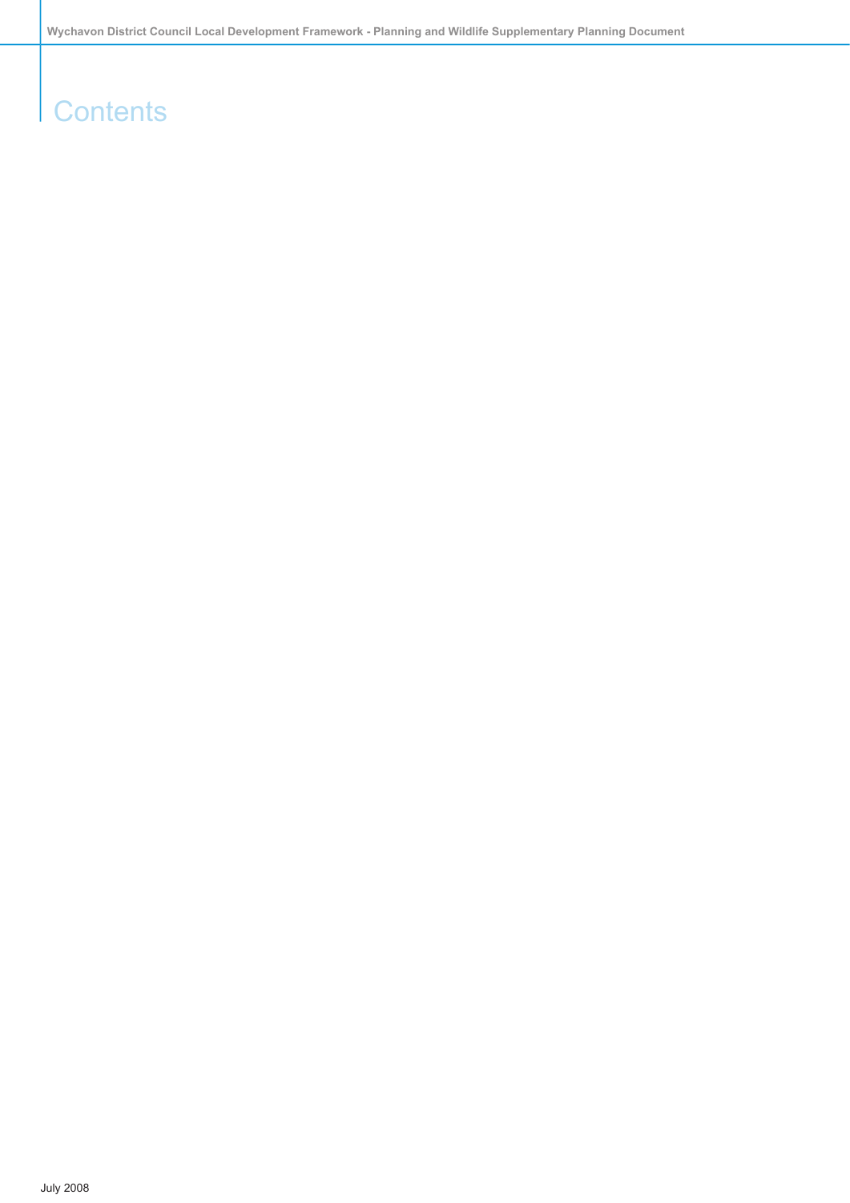# Contents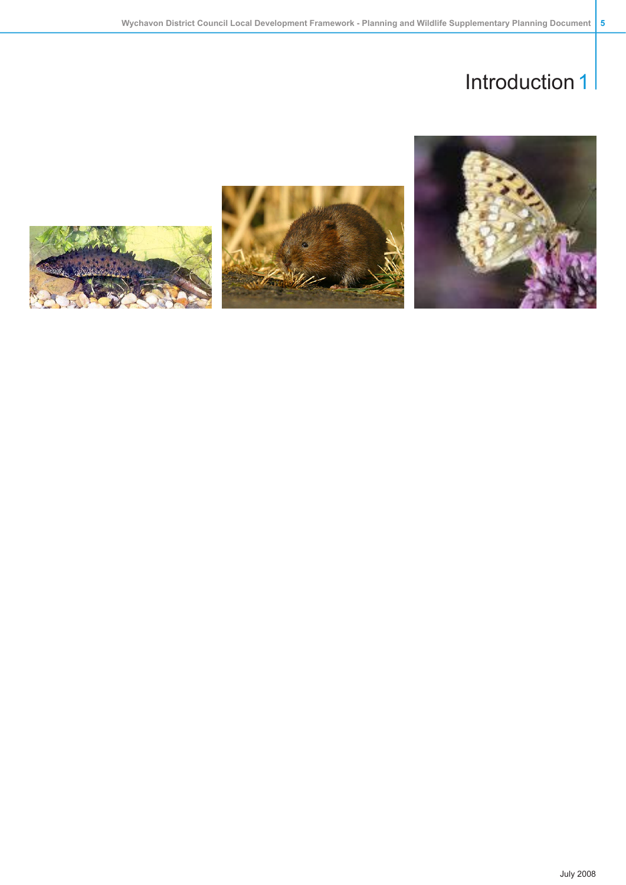# 1 Introduction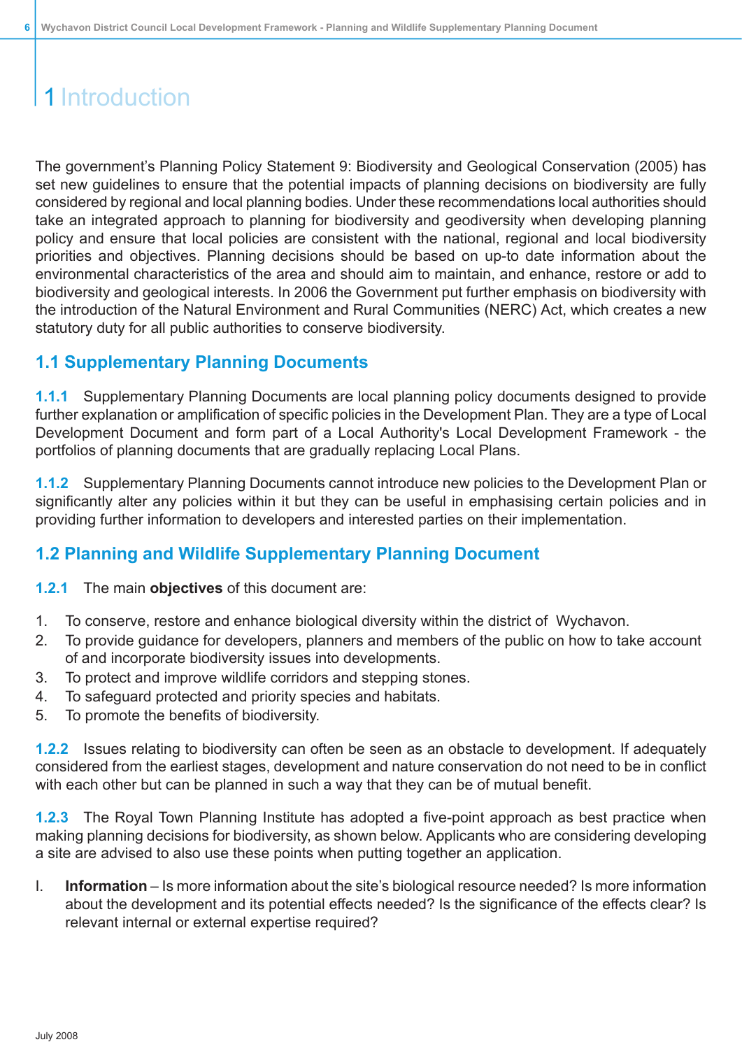# 1 Introduction

The government's Planning Policy Statement 9: Biodiversity and Geological Conservation (2005) has set new guidelines to ensure that the potential impacts of planning decisions on biodiversity are fully considered by regional and local planning bodies. Under these recommendations local authorities should take an integrated approach to planning for biodiversity and geodiversity when developing planning policy and ensure that local policies are consistent with the national, regional and local biodiversity priorities and objectives. Planning decisions should be based on up-to date information about the environmental characteristics of the area and should aim to maintain, and enhance, restore or add to biodiversity and geological interests. In 2006 the Government put further emphasis on biodiversity with the introduction of the Natural Environment and Rural Communities (NERC) Act, which creates a new statutory duty for all public authorities to conserve biodiversity.

## 1.1 Supplementary Planning Documents

**1.1.1** Supplementary Planning Documents are local planning policy documents designed to provide further explanation or amplification of specific policies in the Development Plan. They are a type of Local Development Document and form part of a Local Authority's Local Development Framework - the portfolios of planning documents that are gradually replacing Local Plans.

**1.1.2** Supplementary Planning Documents cannot introduce new policies to the Development Plan or significantly alter any policies within it but they can be useful in emphasising certain policies and in providing further information to developers and interested parties on their implementation.

## 1.2 Planning and Wildlife Supplementary Planning Document

**1.2.1** The main **objectives** of this document are:

1. To conserve, restore and enhance biological diversity within the district of Wychavon.
2. To provide guidance for developers, planners and members of the public on how to take account of and incorporate biodiversity issues into developments.
3. To protect and improve wildlife corridors and stepping stones.
4. To safeguard protected and priority species and habitats.
5. To promote the benefits of biodiversity.

**1.2.2** Issues relating to biodiversity can often be seen as an obstacle to development. If adequately considered from the earliest stages, development and nature conservation do not need to be in conflict with each other but can be planned in such a way that they can be of mutual benefit.

**1.2.3** The Royal Town Planning Institute has adopted a five-point approach as best practice when making planning decisions for biodiversity, as shown below. Applicants who are considering developing a site are advised to also use these points when putting together an application.

I. **Information** – Is more information about the site's biological resource needed? Is more information about the development and its potential effects needed? Is the significance of the effects clear? Is relevant internal or external expertise required?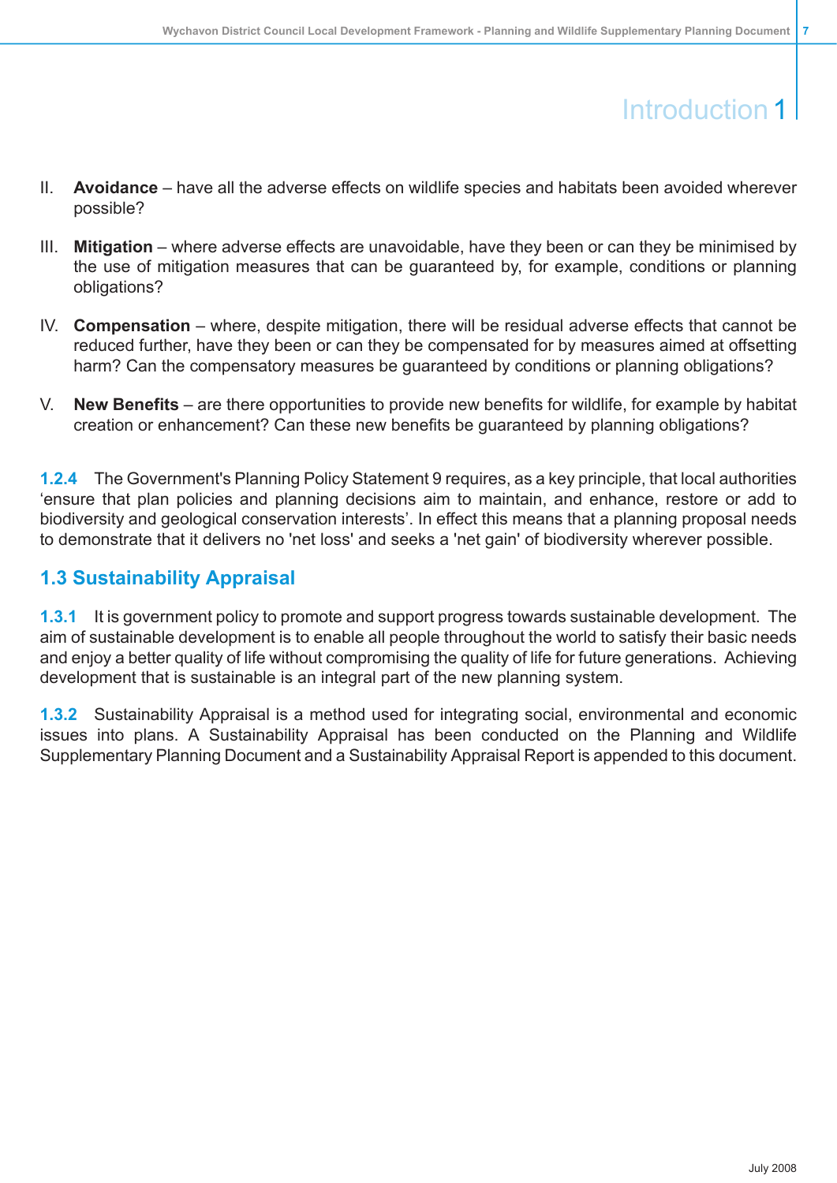II. **Avoidance** – have all the adverse effects on wildlife species and habitats been avoided wherever possible?

III. **Mitigation** – where adverse effects are unavoidable, have they been or can they be minimised by the use of mitigation measures that can be guaranteed by, for example, conditions or planning obligations?

IV. **Compensation** – where, despite mitigation, there will be residual adverse effects that cannot be reduced further, have they been or can they be compensated for by measures aimed at offsetting harm? Can the compensatory measures be guaranteed by conditions or planning obligations?

V. **New Benefits** – are there opportunities to provide new benefits for wildlife, for example by habitat creation or enhancement? Can these new benefits be guaranteed by planning obligations?

**1.2.4** The Government's Planning Policy Statement 9 requires, as a key principle, that local authorities ‘ensure that plan policies and planning decisions aim to maintain, and enhance, restore or add to biodiversity and geological conservation interests’. In effect this means that a planning proposal needs to demonstrate that it delivers no 'net loss' and seeks a 'net gain' of biodiversity wherever possible.

## 1.3 Sustainability Appraisal

**1.3.1** It is government policy to promote and support progress towards sustainable development. The aim of sustainable development is to enable all people throughout the world to satisfy their basic needs and enjoy a better quality of life without compromising the quality of life for future generations. Achieving development that is sustainable is an integral part of the new planning system.

**1.3.2** Sustainability Appraisal is a method used for integrating social, environmental and economic issues into plans. A Sustainability Appraisal has been conducted on the Planning and Wildlife Supplementary Planning Document and a Sustainability Appraisal Report is appended to this document.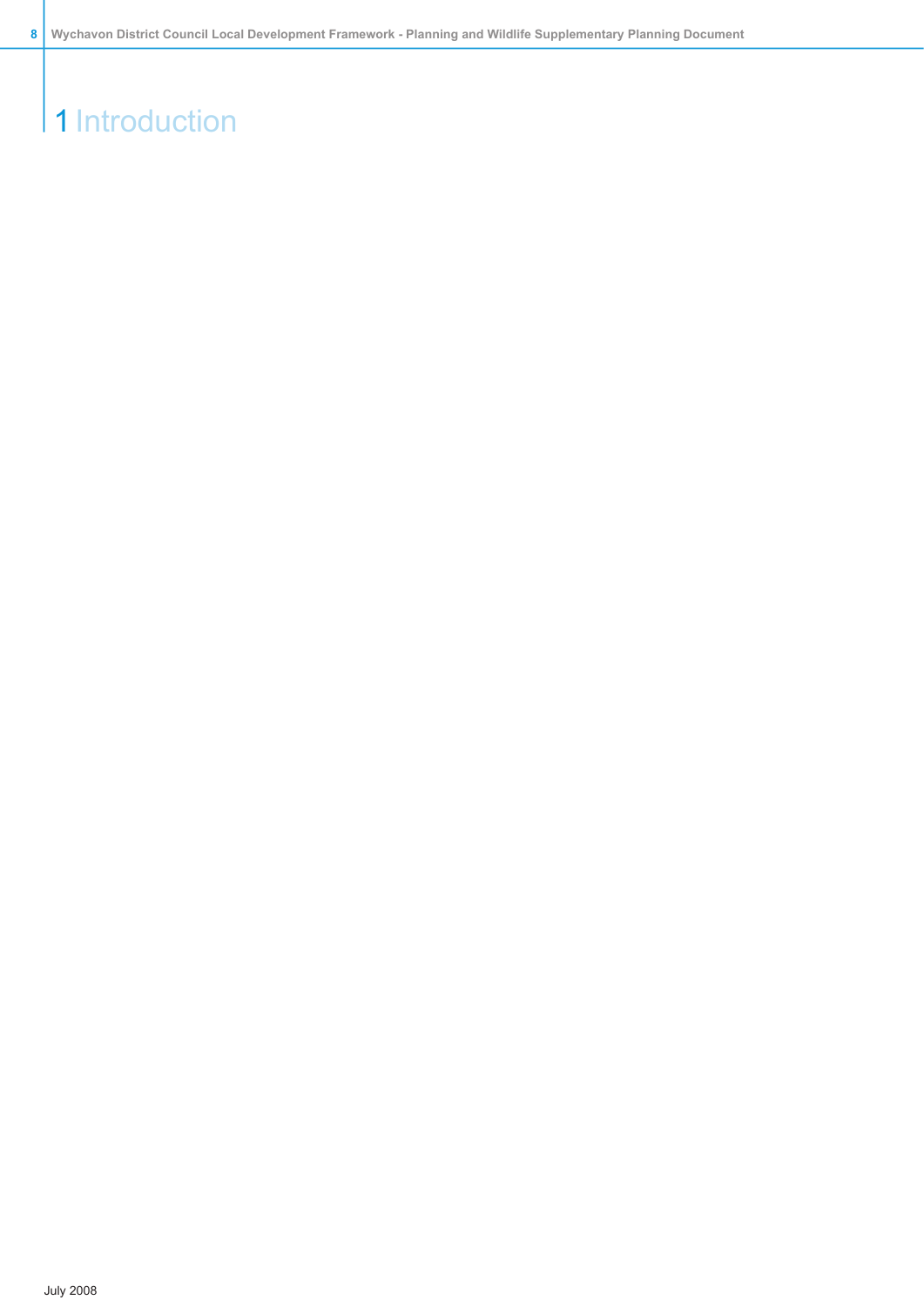# 1 Introduction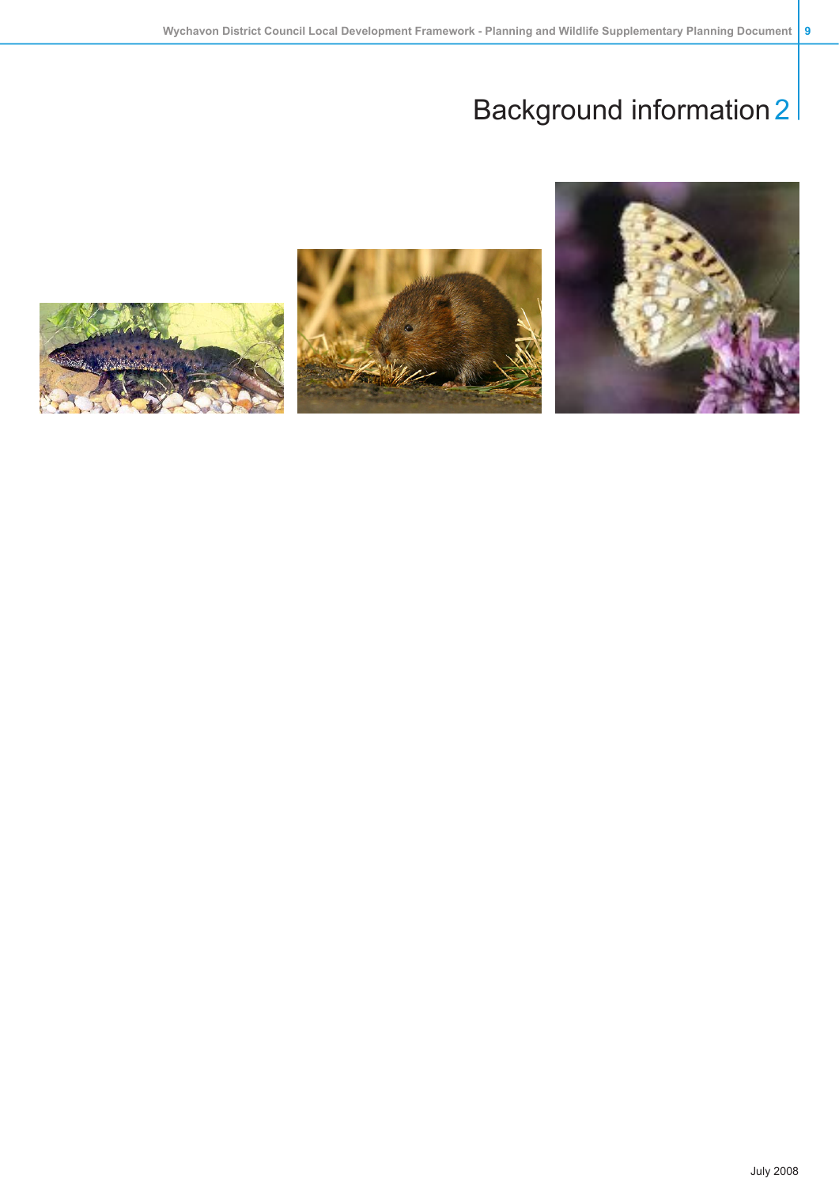# Background information 2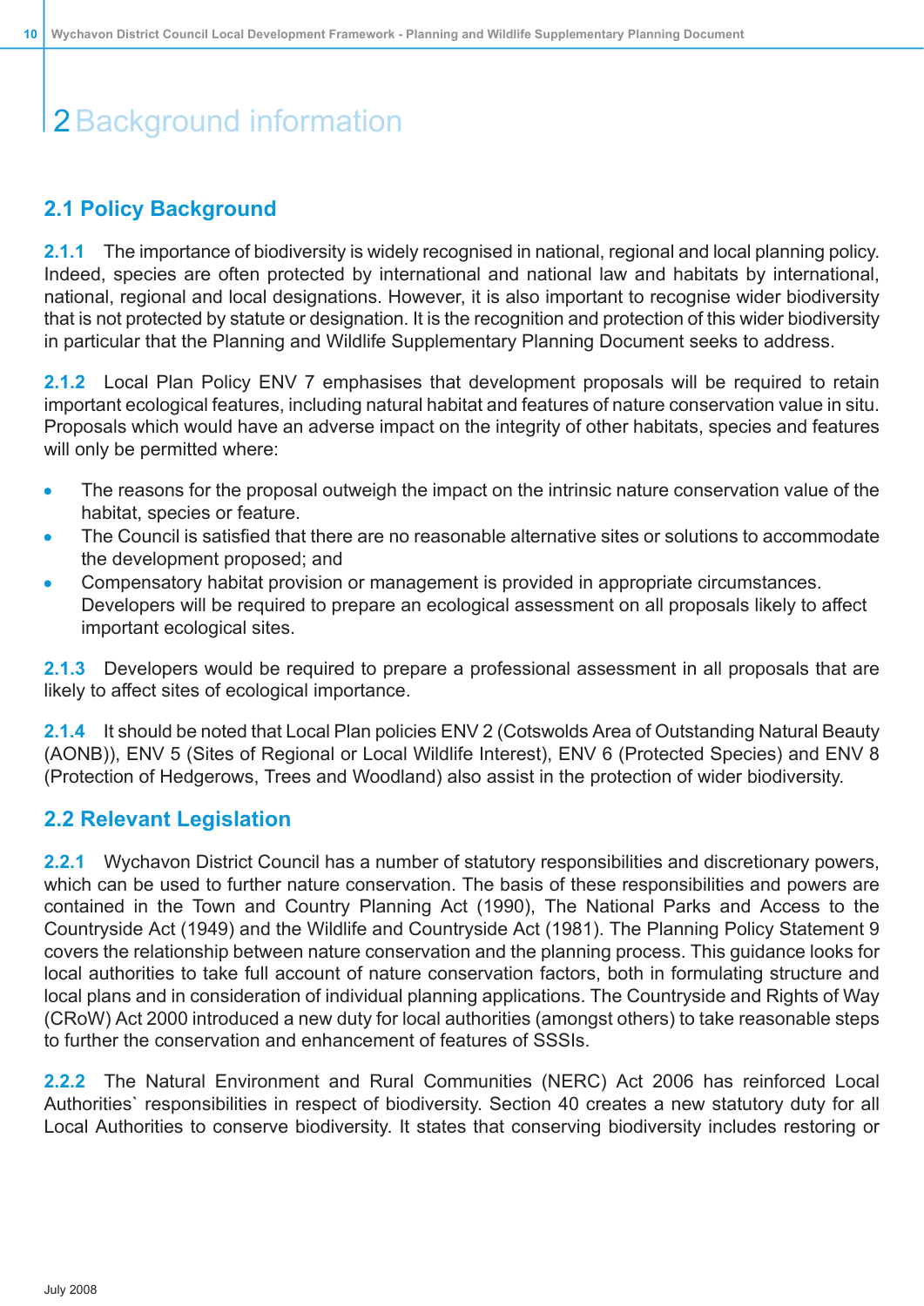# 2 Background information

## 2.1 Policy Background

**2.1.1** The importance of biodiversity is widely recognised in national, regional and local planning policy. Indeed, species are often protected by international and national law and habitats by international, national, regional and local designations. However, it is also important to recognise wider biodiversity that is not protected by statute or designation. It is the recognition and protection of this wider biodiversity in particular that the Planning and Wildlife Supplementary Planning Document seeks to address.

**2.1.2** Local Plan Policy ENV 7 emphasises that development proposals will be required to retain important ecological features, including natural habitat and features of nature conservation value in situ. Proposals which would have an adverse impact on the integrity of other habitats, species and features will only be permitted where:

- The reasons for the proposal outweigh the impact on the intrinsic nature conservation value of the habitat, species or feature.
- The Council is satisfied that there are no reasonable alternative sites or solutions to accommodate the development proposed; and
- Compensatory habitat provision or management is provided in appropriate circumstances. Developers will be required to prepare an ecological assessment on all proposals likely to affect important ecological sites.

**2.1.3** Developers would be required to prepare a professional assessment in all proposals that are likely to affect sites of ecological importance.

**2.1.4** It should be noted that Local Plan policies ENV 2 (Cotswolds Area of Outstanding Natural Beauty (AONB)), ENV 5 (Sites of Regional or Local Wildlife Interest), ENV 6 (Protected Species) and ENV 8 (Protection of Hedgerows, Trees and Woodland) also assist in the protection of wider biodiversity.

## 2.2 Relevant Legislation

**2.2.1** Wychavon District Council has a number of statutory responsibilities and discretionary powers, which can be used to further nature conservation. The basis of these responsibilities and powers are contained in the Town and Country Planning Act (1990), The National Parks and Access to the Countryside Act (1949) and the Wildlife and Countryside Act (1981). The Planning Policy Statement 9 covers the relationship between nature conservation and the planning process. This guidance looks for local authorities to take full account of nature conservation factors, both in formulating structure and local plans and in consideration of individual planning applications. The Countryside and Rights of Way (CRoW) Act 2000 introduced a new duty for local authorities (amongst others) to take reasonable steps to further the conservation and enhancement of features of SSSIs.

**2.2.2** The Natural Environment and Rural Communities (NERC) Act 2006 has reinforced Local Authorities` responsibilities in respect of biodiversity. Section 40 creates a new statutory duty for all Local Authorities to conserve biodiversity. It states that conserving biodiversity includes restoring or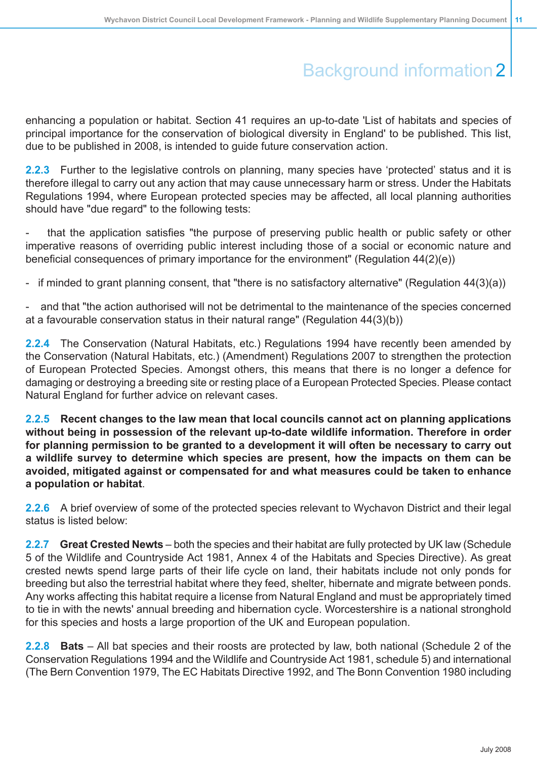# Background information 2

enhancing a population or habitat. Section 41 requires an up-to-date 'List of habitats and species of principal importance for the conservation of biological diversity in England' to be published. This list, due to be published in 2008, is intended to guide future conservation action.

**2.2.3** Further to the legislative controls on planning, many species have 'protected' status and it is therefore illegal to carry out any action that may cause unnecessary harm or stress. Under the Habitats Regulations 1994, where European protected species may be affected, all local planning authorities should have "due regard" to the following tests:

- that the application satisfies "the purpose of preserving public health or public safety or other imperative reasons of overriding public interest including those of a social or economic nature and beneficial consequences of primary importance for the environment" (Regulation 44(2)(e))

- if minded to grant planning consent, that "there is no satisfactory alternative" (Regulation 44(3)(a))

- and that "the action authorised will not be detrimental to the maintenance of the species concerned at a favourable conservation status in their natural range" (Regulation 44(3)(b))

**2.2.4** The Conservation (Natural Habitats, etc.) Regulations 1994 have recently been amended by the Conservation (Natural Habitats, etc.) (Amendment) Regulations 2007 to strengthen the protection of European Protected Species. Amongst others, this means that there is no longer a defence for damaging or destroying a breeding site or resting place of a European Protected Species. Please contact Natural England for further advice on relevant cases.

**2.2.5 Recent changes to the law mean that local councils cannot act on planning applications without being in possession of the relevant up-to-date wildlife information. Therefore in order for planning permission to be granted to a development it will often be necessary to carry out a wildlife survey to determine which species are present, how the impacts on them can be avoided, mitigated against or compensated for and what measures could be taken to enhance a population or habitat**.

**2.2.6** A brief overview of some of the protected species relevant to Wychavon District and their legal status is listed below:

**2.2.7 Great Crested Newts** – both the species and their habitat are fully protected by UK law (Schedule 5 of the Wildlife and Countryside Act 1981, Annex 4 of the Habitats and Species Directive). As great crested newts spend large parts of their life cycle on land, their habitats include not only ponds for breeding but also the terrestrial habitat where they feed, shelter, hibernate and migrate between ponds. Any works affecting this habitat require a license from Natural England and must be appropriately timed to tie in with the newts' annual breeding and hibernation cycle. Worcestershire is a national stronghold for this species and hosts a large proportion of the UK and European population.

**2.2.8 Bats** – All bat species and their roosts are protected by law, both national (Schedule 2 of the Conservation Regulations 1994 and the Wildlife and Countryside Act 1981, schedule 5) and international (The Bern Convention 1979, The EC Habitats Directive 1992, and The Bonn Convention 1980 including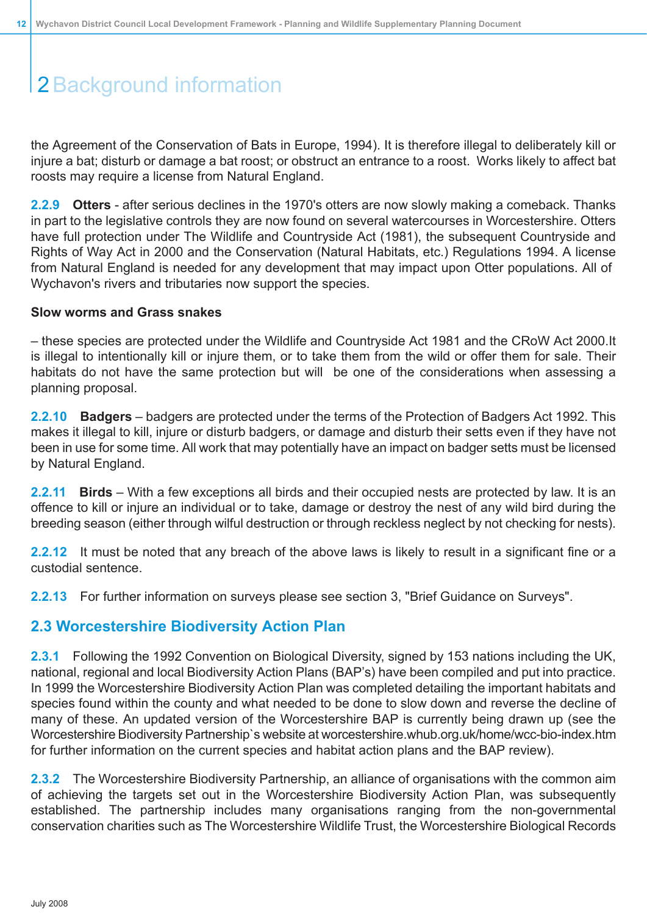# 2 Background information

the Agreement of the Conservation of Bats in Europe, 1994). It is therefore illegal to deliberately kill or injure a bat; disturb or damage a bat roost; or obstruct an entrance to a roost. Works likely to affect bat roosts may require a license from Natural England.

**2.2.9 Otters** - after serious declines in the 1970's otters are now slowly making a comeback. Thanks in part to the legislative controls they are now found on several watercourses in Worcestershire. Otters have full protection under The Wildlife and Countryside Act (1981), the subsequent Countryside and Rights of Way Act in 2000 and the Conservation (Natural Habitats, etc.) Regulations 1994. A license from Natural England is needed for any development that may impact upon Otter populations. All of Wychavon's rivers and tributaries now support the species.

**Slow worms and Grass snakes**

– these species are protected under the Wildlife and Countryside Act 1981 and the CRoW Act 2000.It is illegal to intentionally kill or injure them, or to take them from the wild or offer them for sale. Their habitats do not have the same protection but will be one of the considerations when assessing a planning proposal.

**2.2.10 Badgers** – badgers are protected under the terms of the Protection of Badgers Act 1992. This makes it illegal to kill, injure or disturb badgers, or damage and disturb their setts even if they have not been in use for some time. All work that may potentially have an impact on badger setts must be licensed by Natural England.

**2.2.11 Birds** – With a few exceptions all birds and their occupied nests are protected by law. It is an offence to kill or injure an individual or to take, damage or destroy the nest of any wild bird during the breeding season (either through wilful destruction or through reckless neglect by not checking for nests).

**2.2.12** It must be noted that any breach of the above laws is likely to result in a significant fine or a custodial sentence.

**2.2.13** For further information on surveys please see section 3, "Brief Guidance on Surveys".

## 2.3 Worcestershire Biodiversity Action Plan

**2.3.1** Following the 1992 Convention on Biological Diversity, signed by 153 nations including the UK, national, regional and local Biodiversity Action Plans (BAP's) have been compiled and put into practice. In 1999 the Worcestershire Biodiversity Action Plan was completed detailing the important habitats and species found within the county and what needed to be done to slow down and reverse the decline of many of these. An updated version of the Worcestershire BAP is currently being drawn up (see the Worcestershire Biodiversity Partnership`s website at worcestershire.whub.org.uk/home/wcc-bio-index.htm for further information on the current species and habitat action plans and the BAP review).

**2.3.2** The Worcestershire Biodiversity Partnership, an alliance of organisations with the common aim of achieving the targets set out in the Worcestershire Biodiversity Action Plan, was subsequently established. The partnership includes many organisations ranging from the non-governmental conservation charities such as The Worcestershire Wildlife Trust, the Worcestershire Biological Records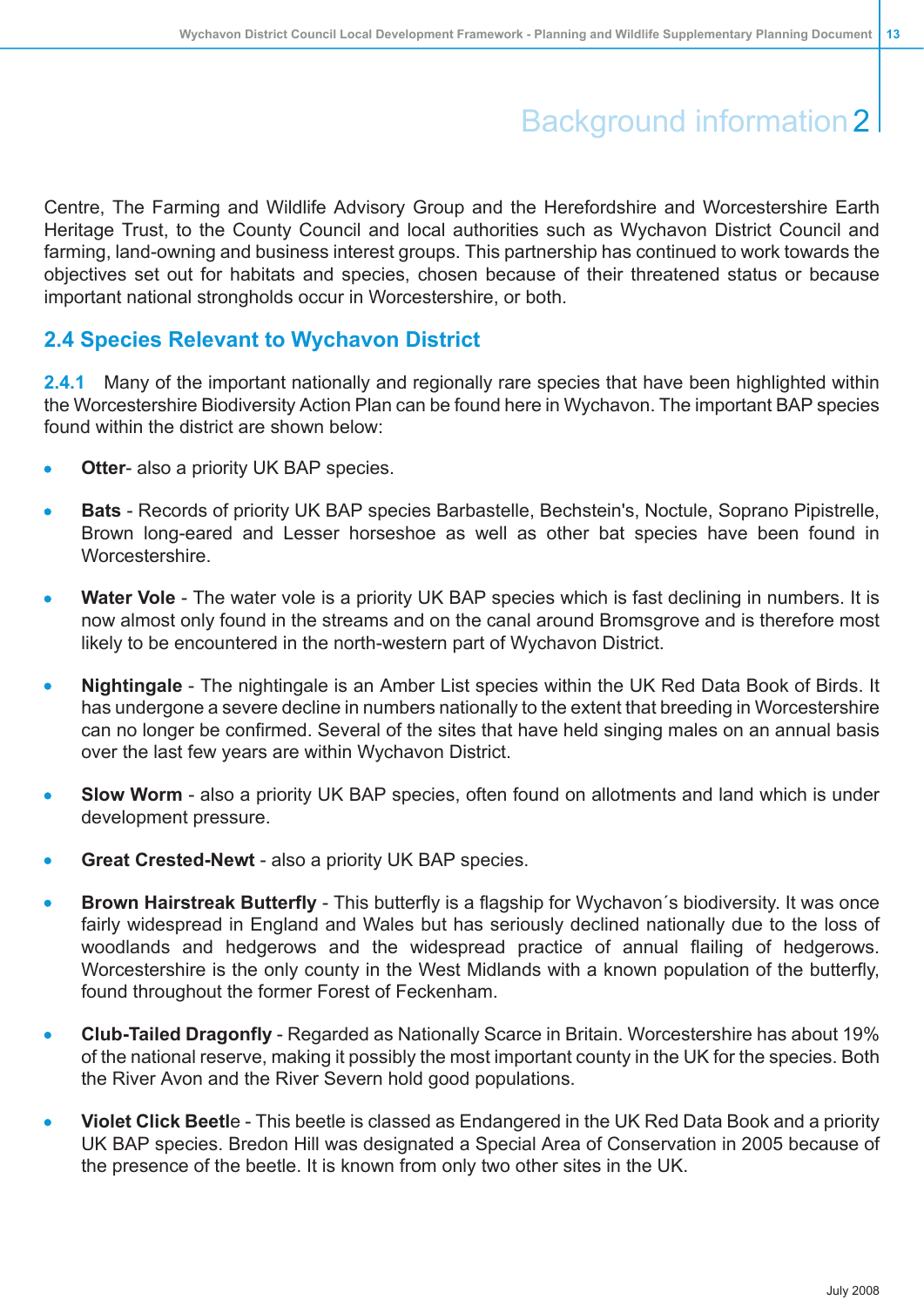Centre, The Farming and Wildlife Advisory Group and the Herefordshire and Worcestershire Earth Heritage Trust, to the County Council and local authorities such as Wychavon District Council and farming, land-owning and business interest groups. This partnership has continued to work towards the objectives set out for habitats and species, chosen because of their threatened status or because important national strongholds occur in Worcestershire, or both.

## 2.4 Species Relevant to Wychavon District

**2.4.1** Many of the important nationally and regionally rare species that have been highlighted within the Worcestershire Biodiversity Action Plan can be found here in Wychavon. The important BAP species found within the district are shown below:

- **Otter**- also a priority UK BAP species.
- **Bats** - Records of priority UK BAP species Barbastelle, Bechstein's, Noctule, Soprano Pipistrelle, Brown long-eared and Lesser horseshoe as well as other bat species have been found in Worcestershire.
- **Water Vole** - The water vole is a priority UK BAP species which is fast declining in numbers. It is now almost only found in the streams and on the canal around Bromsgrove and is therefore most likely to be encountered in the north-western part of Wychavon District.
- **Nightingale** - The nightingale is an Amber List species within the UK Red Data Book of Birds. It has undergone a severe decline in numbers nationally to the extent that breeding in Worcestershire can no longer be confirmed. Several of the sites that have held singing males on an annual basis over the last few years are within Wychavon District.
- **Slow Worm** - also a priority UK BAP species, often found on allotments and land which is under development pressure.
- **Great Crested-Newt** - also a priority UK BAP species.
- **Brown Hairstreak Butterfly** - This butterfly is a flagship for Wychavon´s biodiversity. It was once fairly widespread in England and Wales but has seriously declined nationally due to the loss of woodlands and hedgerows and the widespread practice of annual flailing of hedgerows. Worcestershire is the only county in the West Midlands with a known population of the butterfly, found throughout the former Forest of Feckenham.
- **Club-Tailed Dragonfly** - Regarded as Nationally Scarce in Britain. Worcestershire has about 19% of the national reserve, making it possibly the most important county in the UK for the species. Both the River Avon and the River Severn hold good populations.
- **Violet Click Beetle** - This beetle is classed as Endangered in the UK Red Data Book and a priority UK BAP species. Bredon Hill was designated a Special Area of Conservation in 2005 because of the presence of the beetle. It is known from only two other sites in the UK.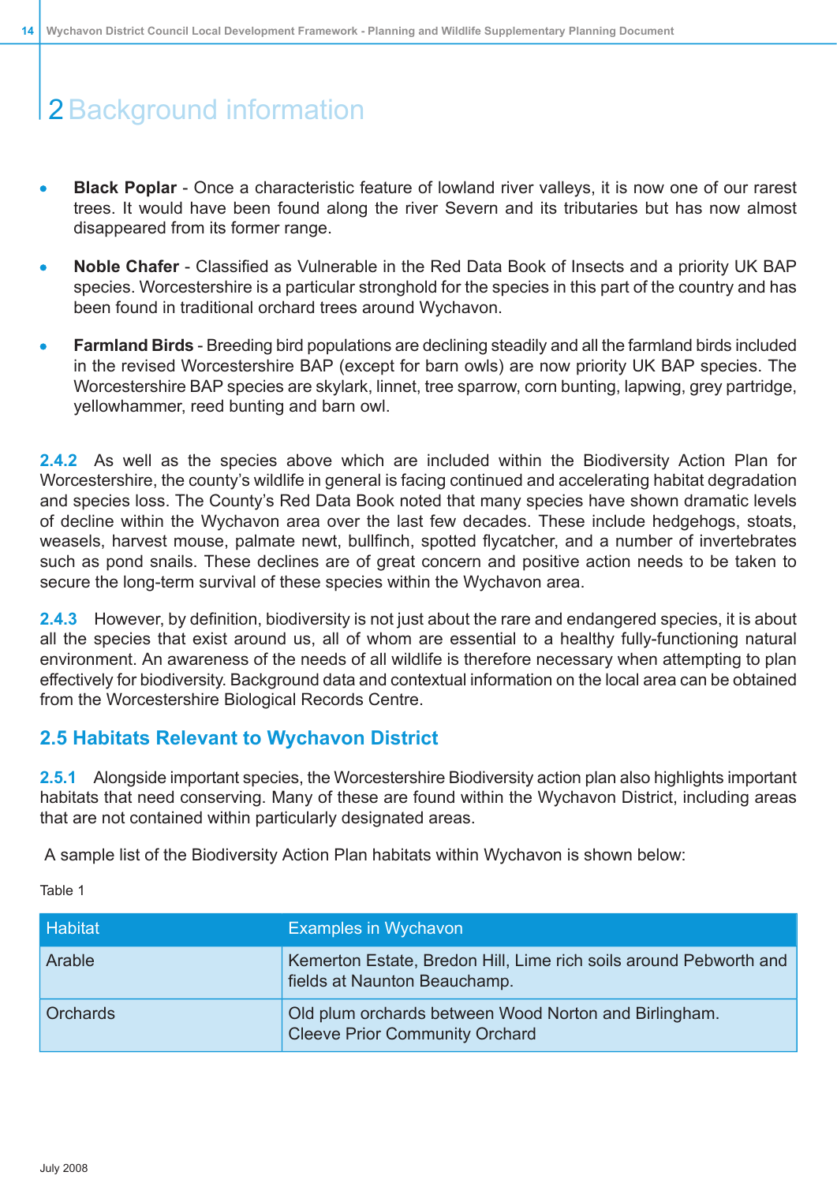# 2 Background information

- **Black Poplar** - Once a characteristic feature of lowland river valleys, it is now one of our rarest trees. It would have been found along the river Severn and its tributaries but has now almost disappeared from its former range.
- **Noble Chafer** - Classified as Vulnerable in the Red Data Book of Insects and a priority UK BAP species. Worcestershire is a particular stronghold for the species in this part of the country and has been found in traditional orchard trees around Wychavon.
- **Farmland Birds** - Breeding bird populations are declining steadily and all the farmland birds included in the revised Worcestershire BAP (except for barn owls) are now priority UK BAP species. The Worcestershire BAP species are skylark, linnet, tree sparrow, corn bunting, lapwing, grey partridge, yellowhammer, reed bunting and barn owl.

**2.4.2** As well as the species above which are included within the Biodiversity Action Plan for Worcestershire, the county's wildlife in general is facing continued and accelerating habitat degradation and species loss. The County's Red Data Book noted that many species have shown dramatic levels of decline within the Wychavon area over the last few decades. These include hedgehogs, stoats, weasels, harvest mouse, palmate newt, bullfinch, spotted flycatcher, and a number of invertebrates such as pond snails. These declines are of great concern and positive action needs to be taken to secure the long-term survival of these species within the Wychavon area.

**2.4.3** However, by definition, biodiversity is not just about the rare and endangered species, it is about all the species that exist around us, all of whom are essential to a healthy fully-functioning natural environment. An awareness of the needs of all wildlife is therefore necessary when attempting to plan effectively for biodiversity. Background data and contextual information on the local area can be obtained from the Worcestershire Biological Records Centre.

## 2.5 Habitats Relevant to Wychavon District

**2.5.1** Alongside important species, the Worcestershire Biodiversity action plan also highlights important habitats that need conserving. Many of these are found within the Wychavon District, including areas that are not contained within particularly designated areas.

A sample list of the Biodiversity Action Plan habitats within Wychavon is shown below:

Table 1

| Habitat | Examples in Wychavon |
|---|---|
| Arable | Kemerton Estate, Bredon Hill, Lime rich soils around Pebworth and fields at Naunton Beauchamp. |
| Orchards | Old plum orchards between Wood Norton and Birlingham. Cleeve Prior Community Orchard |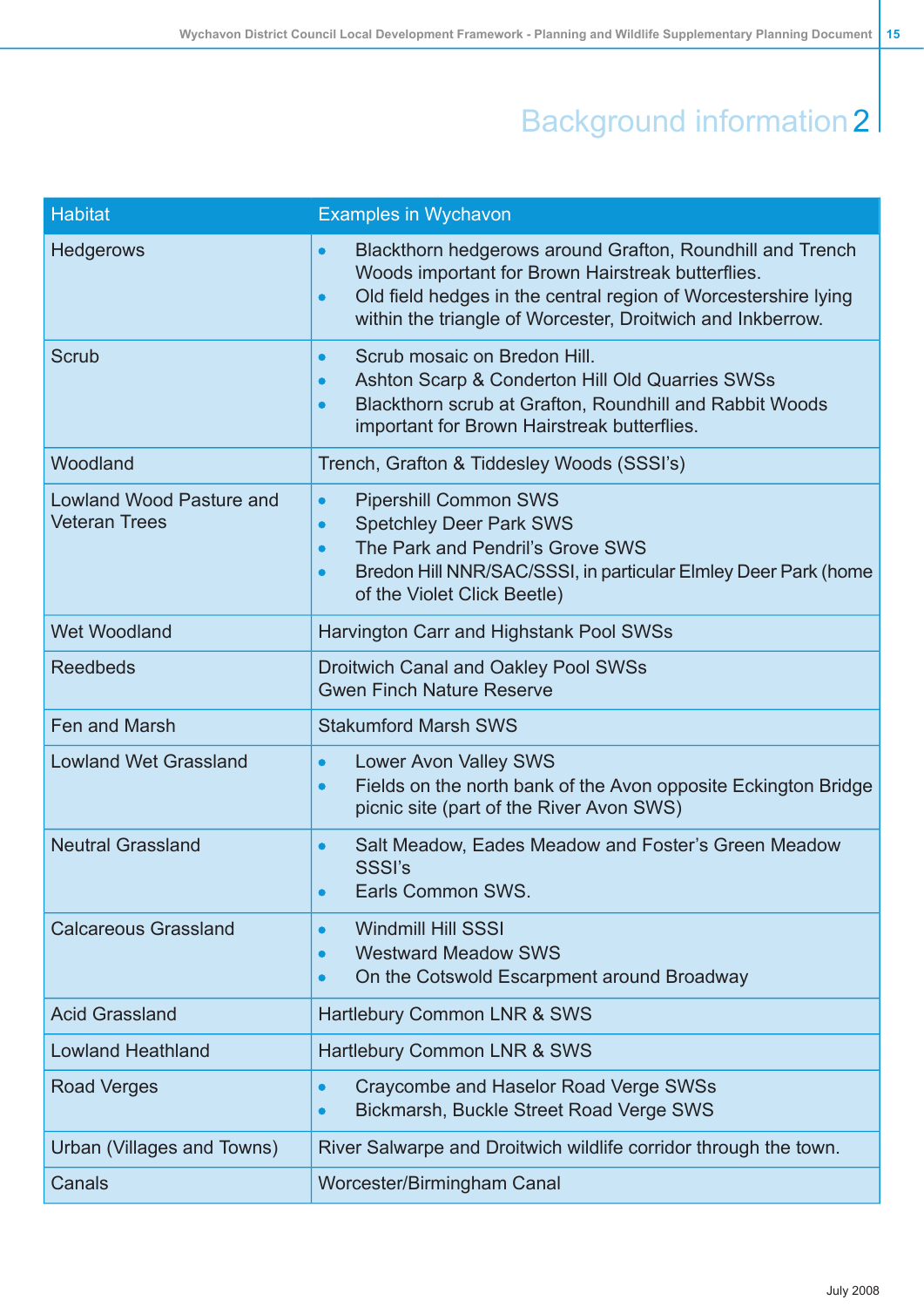# Background information 2

| Habitat | Examples in Wychavon |
| --- | --- |
| Hedgerows | • Blackthorn hedgerows around Grafton, Roundhill and Trench Woods important for Brown Hairstreak butterflies.<br>• Old field hedges in the central region of Worcestershire lying within the triangle of Worcester, Droitwich and Inkberrow. |
| Scrub | • Scrub mosaic on Bredon Hill.<br>• Ashton Scarp & Conderton Hill Old Quarries SWSs<br>• Blackthorn scrub at Grafton, Roundhill and Rabbit Woods important for Brown Hairstreak butterflies. |
| Woodland | Trench, Grafton & Tiddesley Woods (SSSI's) |
| Lowland Wood Pasture and Veteran Trees | • Pipershill Common SWS<br>• Spetchley Deer Park SWS<br>• The Park and Pendril's Grove SWS<br>• Bredon Hill NNR/SAC/SSSI, in particular Elmley Deer Park (home of the Violet Click Beetle) |
| Wet Woodland | Harvington Carr and Highstank Pool SWSs |
| Reedbeds | Droitwich Canal and Oakley Pool SWSs<br>Gwen Finch Nature Reserve |
| Fen and Marsh | Stakumford Marsh SWS |
| Lowland Wet Grassland | • Lower Avon Valley SWS<br>• Fields on the north bank of the Avon opposite Eckington Bridge picnic site (part of the River Avon SWS) |
| Neutral Grassland | • Salt Meadow, Eades Meadow and Foster's Green Meadow SSSI's<br>• Earls Common SWS. |
| Calcareous Grassland | • Windmill Hill SSSI<br>• Westward Meadow SWS<br>• On the Cotswold Escarpment around Broadway |
| Acid Grassland | Hartlebury Common LNR & SWS |
| Lowland Heathland | Hartlebury Common LNR & SWS |
| Road Verges | • Craycombe and Haselor Road Verge SWSs<br>• Bickmarsh, Buckle Street Road Verge SWS |
| Urban (Villages and Towns) | River Salwarpe and Droitwich wildlife corridor through the town. |
| Canals | Worcester/Birmingham Canal |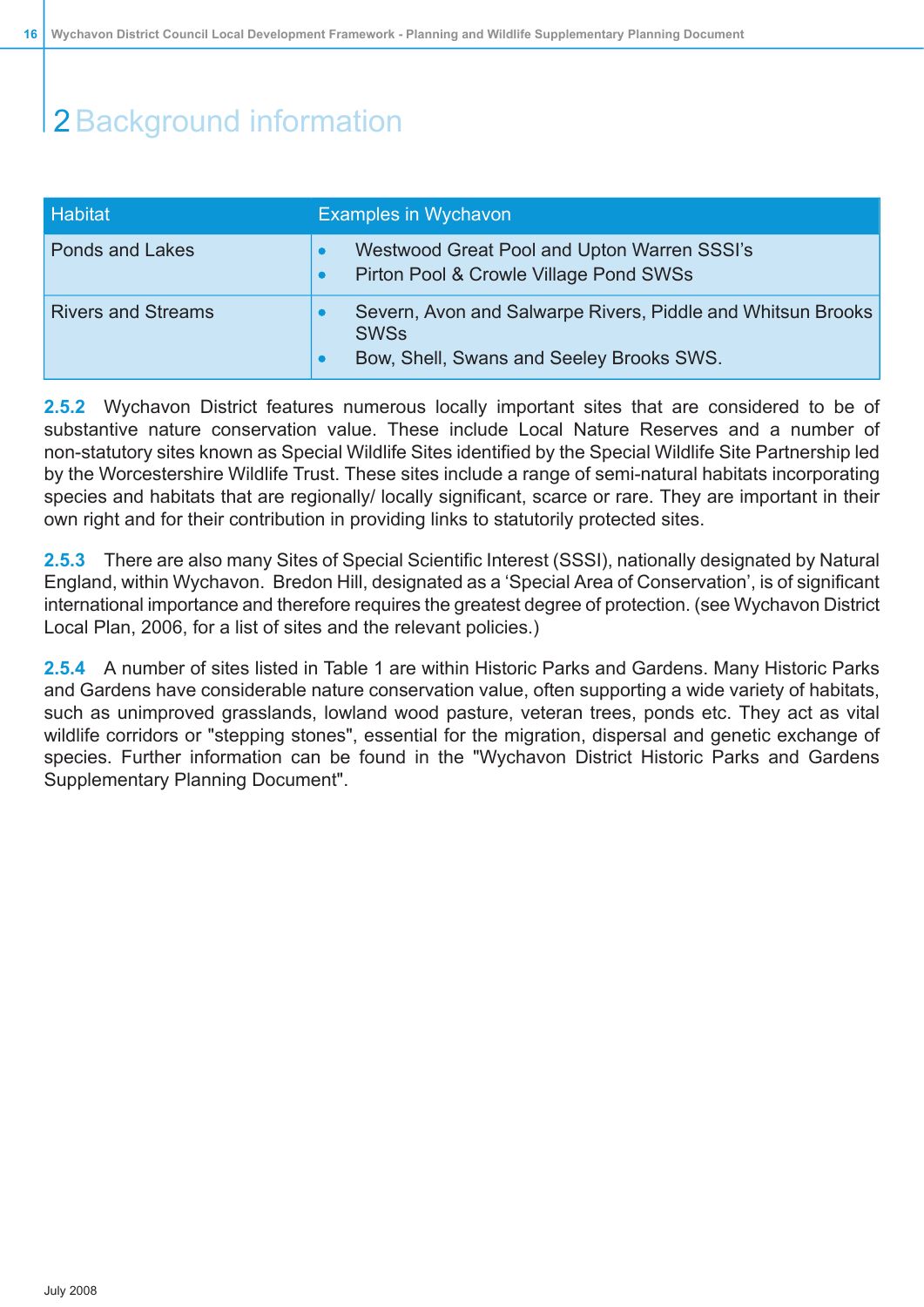# 2 Background information

| Habitat | Examples in Wychavon |
|---|---|
| Ponds and Lakes | • Westwood Great Pool and Upton Warren SSSI's<br>• Pirton Pool & Crowle Village Pond SWSs |
| Rivers and Streams | • Severn, Avon and Salwarpe Rivers, Piddle and Whitsun Brooks SWSs<br>• Bow, Shell, Swans and Seeley Brooks SWS. |

**2.5.2** Wychavon District features numerous locally important sites that are considered to be of substantive nature conservation value. These include Local Nature Reserves and a number of non-statutory sites known as Special Wildlife Sites identified by the Special Wildlife Site Partnership led by the Worcestershire Wildlife Trust. These sites include a range of semi-natural habitats incorporating species and habitats that are regionally/ locally significant, scarce or rare. They are important in their own right and for their contribution in providing links to statutorily protected sites.

**2.5.3** There are also many Sites of Special Scientific Interest (SSSI), nationally designated by Natural England, within Wychavon. Bredon Hill, designated as a 'Special Area of Conservation', is of significant international importance and therefore requires the greatest degree of protection. (see Wychavon District Local Plan, 2006, for a list of sites and the relevant policies.)

**2.5.4** A number of sites listed in Table 1 are within Historic Parks and Gardens. Many Historic Parks and Gardens have considerable nature conservation value, often supporting a wide variety of habitats, such as unimproved grasslands, lowland wood pasture, veteran trees, ponds etc. They act as vital wildlife corridors or "stepping stones", essential for the migration, dispersal and genetic exchange of species. Further information can be found in the "Wychavon District Historic Parks and Gardens Supplementary Planning Document".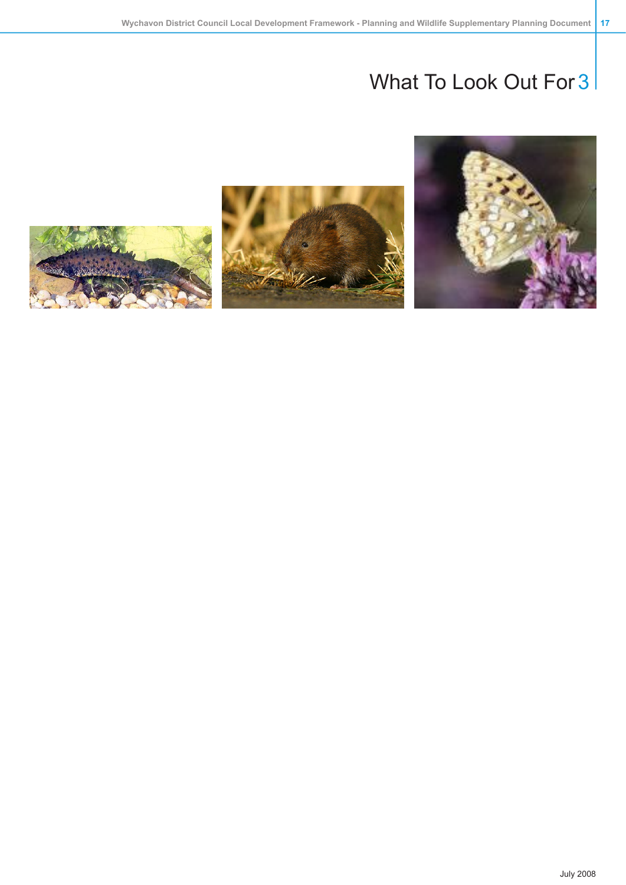# What To Look Out For 3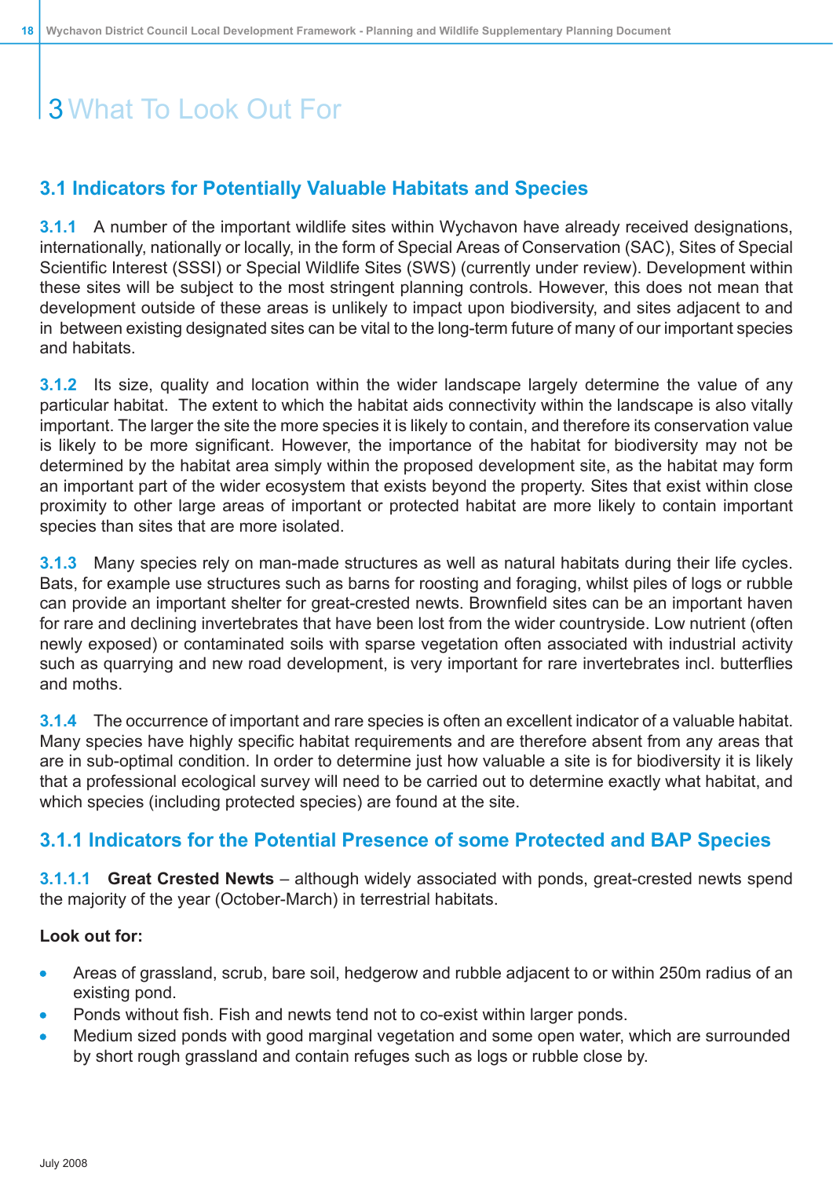# 3 What To Look Out For

## 3.1 Indicators for Potentially Valuable Habitats and Species

**3.1.1** A number of the important wildlife sites within Wychavon have already received designations, internationally, nationally or locally, in the form of Special Areas of Conservation (SAC), Sites of Special Scientific Interest (SSSI) or Special Wildlife Sites (SWS) (currently under review). Development within these sites will be subject to the most stringent planning controls. However, this does not mean that development outside of these areas is unlikely to impact upon biodiversity, and sites adjacent to and in between existing designated sites can be vital to the long-term future of many of our important species and habitats.

**3.1.2** Its size, quality and location within the wider landscape largely determine the value of any particular habitat. The extent to which the habitat aids connectivity within the landscape is also vitally important. The larger the site the more species it is likely to contain, and therefore its conservation value is likely to be more significant. However, the importance of the habitat for biodiversity may not be determined by the habitat area simply within the proposed development site, as the habitat may form an important part of the wider ecosystem that exists beyond the property. Sites that exist within close proximity to other large areas of important or protected habitat are more likely to contain important species than sites that are more isolated.

**3.1.3** Many species rely on man-made structures as well as natural habitats during their life cycles. Bats, for example use structures such as barns for roosting and foraging, whilst piles of logs or rubble can provide an important shelter for great-crested newts. Brownfield sites can be an important haven for rare and declining invertebrates that have been lost from the wider countryside. Low nutrient (often newly exposed) or contaminated soils with sparse vegetation often associated with industrial activity such as quarrying and new road development, is very important for rare invertebrates incl. butterflies and moths.

**3.1.4** The occurrence of important and rare species is often an excellent indicator of a valuable habitat. Many species have highly specific habitat requirements and are therefore absent from any areas that are in sub-optimal condition. In order to determine just how valuable a site is for biodiversity it is likely that a professional ecological survey will need to be carried out to determine exactly what habitat, and which species (including protected species) are found at the site.

## 3.1.1 Indicators for the Potential Presence of some Protected and BAP Species

**3.1.1.1** **Great Crested Newts** – although widely associated with ponds, great-crested newts spend the majority of the year (October-March) in terrestrial habitats.

**Look out for:**

- Areas of grassland, scrub, bare soil, hedgerow and rubble adjacent to or within 250m radius of an existing pond.
- Ponds without fish. Fish and newts tend not to co-exist within larger ponds.
- Medium sized ponds with good marginal vegetation and some open water, which are surrounded by short rough grassland and contain refuges such as logs or rubble close by.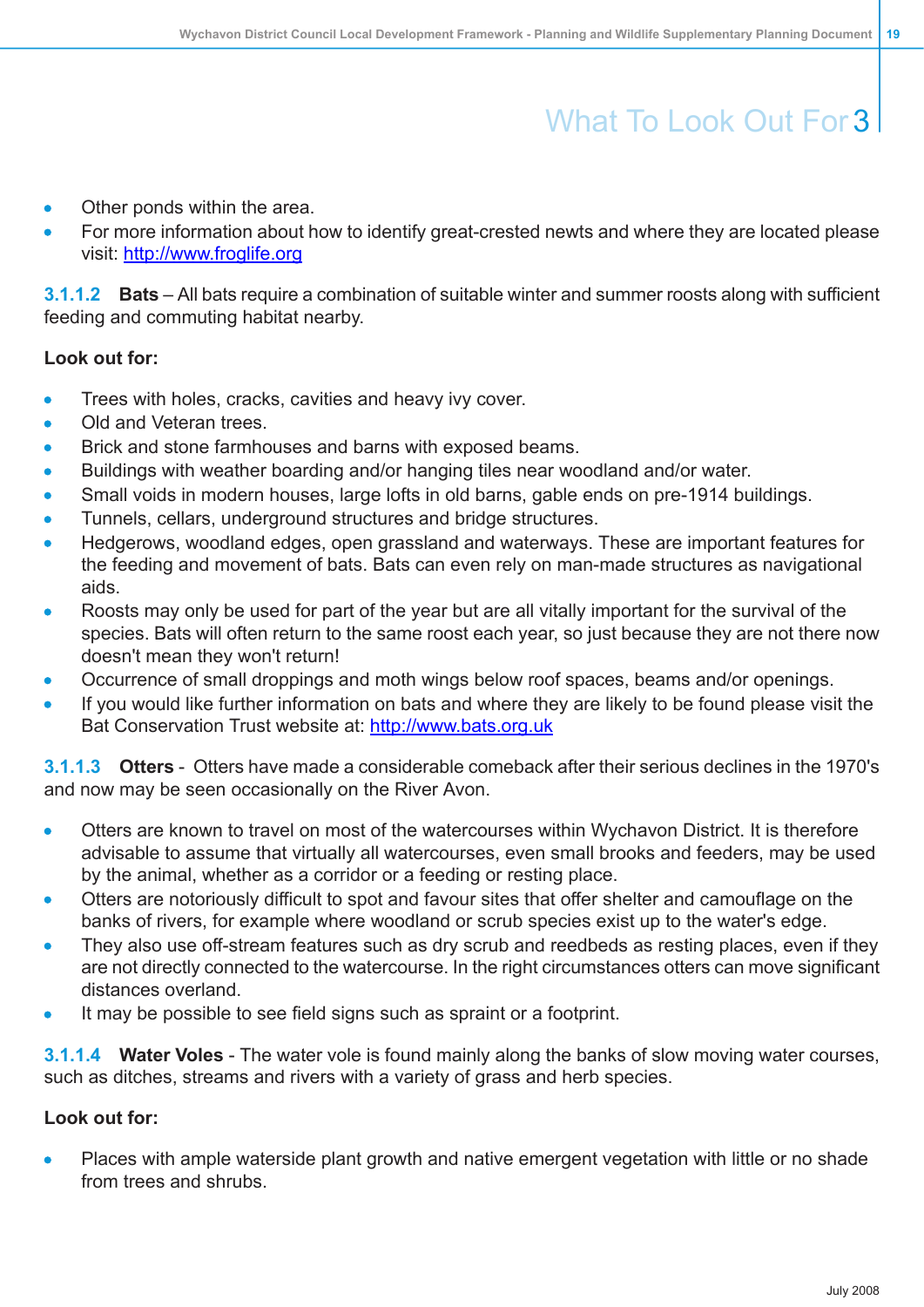- Other ponds within the area.
- For more information about how to identify great-crested newts and where they are located please visit: http://www.froglife.org

**3.1.1.2 Bats** – All bats require a combination of suitable winter and summer roosts along with sufficient feeding and commuting habitat nearby.

**Look out for:**

- Trees with holes, cracks, cavities and heavy ivy cover.
- Old and Veteran trees.
- Brick and stone farmhouses and barns with exposed beams.
- Buildings with weather boarding and/or hanging tiles near woodland and/or water.
- Small voids in modern houses, large lofts in old barns, gable ends on pre-1914 buildings.
- Tunnels, cellars, underground structures and bridge structures.
- Hedgerows, woodland edges, open grassland and waterways. These are important features for the feeding and movement of bats. Bats can even rely on man-made structures as navigational aids.
- Roosts may only be used for part of the year but are all vitally important for the survival of the species. Bats will often return to the same roost each year, so just because they are not there now doesn't mean they won't return!
- Occurrence of small droppings and moth wings below roof spaces, beams and/or openings.
- If you would like further information on bats and where they are likely to be found please visit the Bat Conservation Trust website at: http://www.bats.org.uk

**3.1.1.3 Otters** - Otters have made a considerable comeback after their serious declines in the 1970's and now may be seen occasionally on the River Avon.

- Otters are known to travel on most of the watercourses within Wychavon District. It is therefore advisable to assume that virtually all watercourses, even small brooks and feeders, may be used by the animal, whether as a corridor or a feeding or resting place.
- Otters are notoriously difficult to spot and favour sites that offer shelter and camouflage on the banks of rivers, for example where woodland or scrub species exist up to the water's edge.
- They also use off-stream features such as dry scrub and reedbeds as resting places, even if they are not directly connected to the watercourse. In the right circumstances otters can move significant distances overland.
- It may be possible to see field signs such as spraint or a footprint.

**3.1.1.4 Water Voles** - The water vole is found mainly along the banks of slow moving water courses, such as ditches, streams and rivers with a variety of grass and herb species.

**Look out for:**

- Places with ample waterside plant growth and native emergent vegetation with little or no shade from trees and shrubs.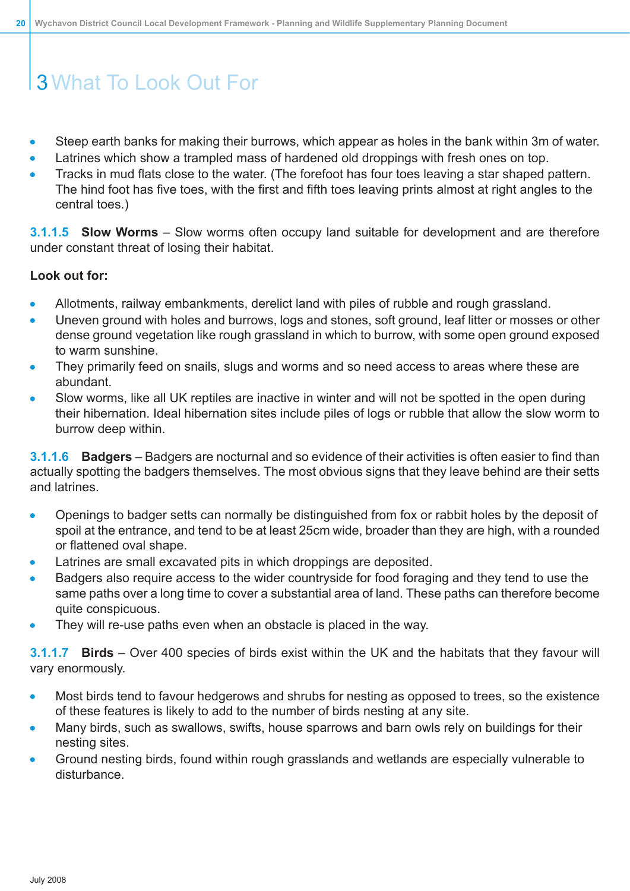# 3 What To Look Out For

- Steep earth banks for making their burrows, which appear as holes in the bank within 3m of water.
- Latrines which show a trampled mass of hardened old droppings with fresh ones on top.
- Tracks in mud flats close to the water. (The forefoot has four toes leaving a star shaped pattern. The hind foot has five toes, with the first and fifth toes leaving prints almost at right angles to the central toes.)

**3.1.1.5 Slow Worms** – Slow worms often occupy land suitable for development and are therefore under constant threat of losing their habitat.

**Look out for:**

- Allotments, railway embankments, derelict land with piles of rubble and rough grassland.
- Uneven ground with holes and burrows, logs and stones, soft ground, leaf litter or mosses or other dense ground vegetation like rough grassland in which to burrow, with some open ground exposed to warm sunshine.
- They primarily feed on snails, slugs and worms and so need access to areas where these are abundant.
- Slow worms, like all UK reptiles are inactive in winter and will not be spotted in the open during their hibernation. Ideal hibernation sites include piles of logs or rubble that allow the slow worm to burrow deep within.

**3.1.1.6 Badgers** – Badgers are nocturnal and so evidence of their activities is often easier to find than actually spotting the badgers themselves. The most obvious signs that they leave behind are their setts and latrines.

- Openings to badger setts can normally be distinguished from fox or rabbit holes by the deposit of spoil at the entrance, and tend to be at least 25cm wide, broader than they are high, with a rounded or flattened oval shape.
- Latrines are small excavated pits in which droppings are deposited.
- Badgers also require access to the wider countryside for food foraging and they tend to use the same paths over a long time to cover a substantial area of land. These paths can therefore become quite conspicuous.
- They will re-use paths even when an obstacle is placed in the way.

**3.1.1.7 Birds** – Over 400 species of birds exist within the UK and the habitats that they favour will vary enormously.

- Most birds tend to favour hedgerows and shrubs for nesting as opposed to trees, so the existence of these features is likely to add to the number of birds nesting at any site.
- Many birds, such as swallows, swifts, house sparrows and barn owls rely on buildings for their nesting sites.
- Ground nesting birds, found within rough grasslands and wetlands are especially vulnerable to disturbance.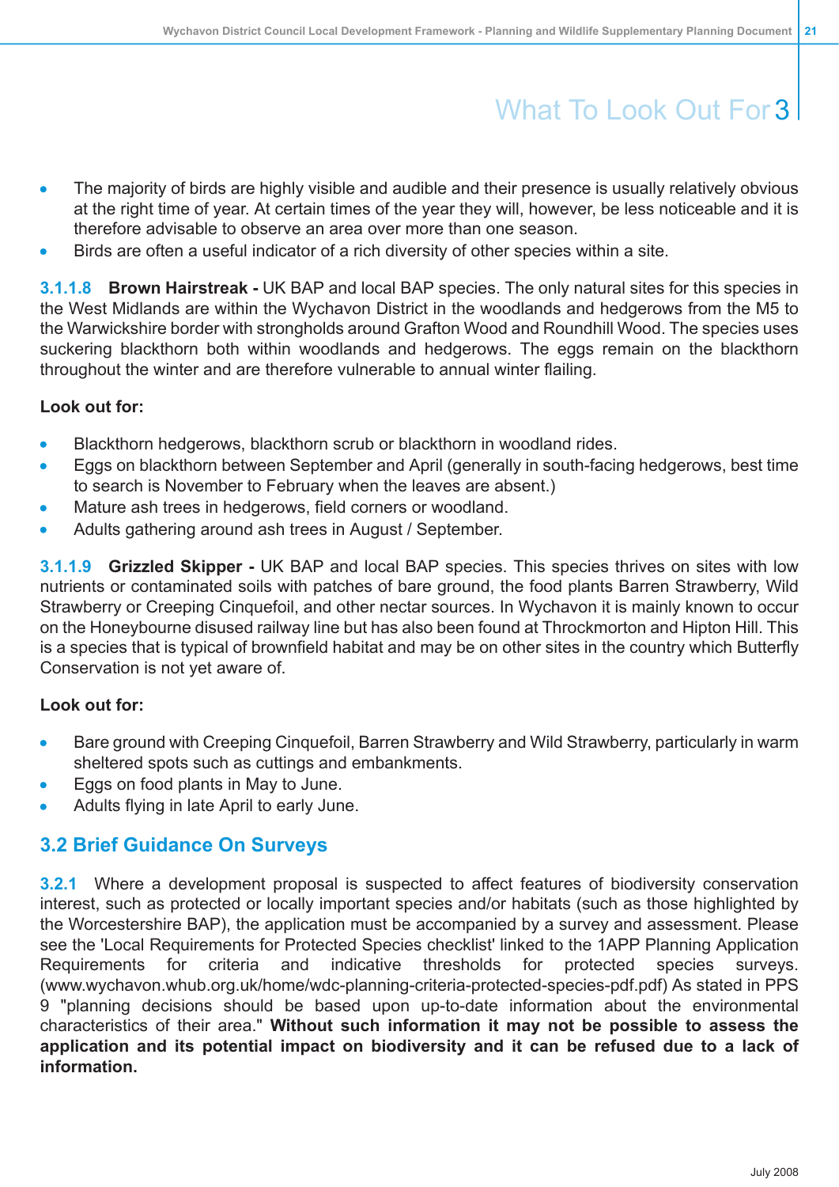- The majority of birds are highly visible and audible and their presence is usually relatively obvious at the right time of year. At certain times of the year they will, however, be less noticeable and it is therefore advisable to observe an area over more than one season.
- Birds are often a useful indicator of a rich diversity of other species within a site.

**3.1.1.8 Brown Hairstreak -** UK BAP and local BAP species. The only natural sites for this species in the West Midlands are within the Wychavon District in the woodlands and hedgerows from the M5 to the Warwickshire border with strongholds around Grafton Wood and Roundhill Wood. The species uses suckering blackthorn both within woodlands and hedgerows. The eggs remain on the blackthorn throughout the winter and are therefore vulnerable to annual winter flailing.

**Look out for:**

- Blackthorn hedgerows, blackthorn scrub or blackthorn in woodland rides.
- Eggs on blackthorn between September and April (generally in south-facing hedgerows, best time to search is November to February when the leaves are absent.)
- Mature ash trees in hedgerows, field corners or woodland.
- Adults gathering around ash trees in August / September.

**3.1.1.9 Grizzled Skipper -** UK BAP and local BAP species. This species thrives on sites with low nutrients or contaminated soils with patches of bare ground, the food plants Barren Strawberry, Wild Strawberry or Creeping Cinquefoil, and other nectar sources. In Wychavon it is mainly known to occur on the Honeybourne disused railway line but has also been found at Throckmorton and Hipton Hill. This is a species that is typical of brownfield habitat and may be on other sites in the country which Butterfly Conservation is not yet aware of.

**Look out for:**

- Bare ground with Creeping Cinquefoil, Barren Strawberry and Wild Strawberry, particularly in warm sheltered spots such as cuttings and embankments.
- Eggs on food plants in May to June.
- Adults flying in late April to early June.

## 3.2 Brief Guidance On Surveys

**3.2.1** Where a development proposal is suspected to affect features of biodiversity conservation interest, such as protected or locally important species and/or habitats (such as those highlighted by the Worcestershire BAP), the application must be accompanied by a survey and assessment. Please see the 'Local Requirements for Protected Species checklist' linked to the 1APP Planning Application Requirements for criteria and indicative thresholds for protected species surveys. (www.wychavon.whub.org.uk/home/wdc-planning-criteria-protected-species-pdf.pdf) As stated in PPS 9 "planning decisions should be based upon up-to-date information about the environmental characteristics of their area." **Without such information it may not be possible to assess the application and its potential impact on biodiversity and it can be refused due to a lack of information.**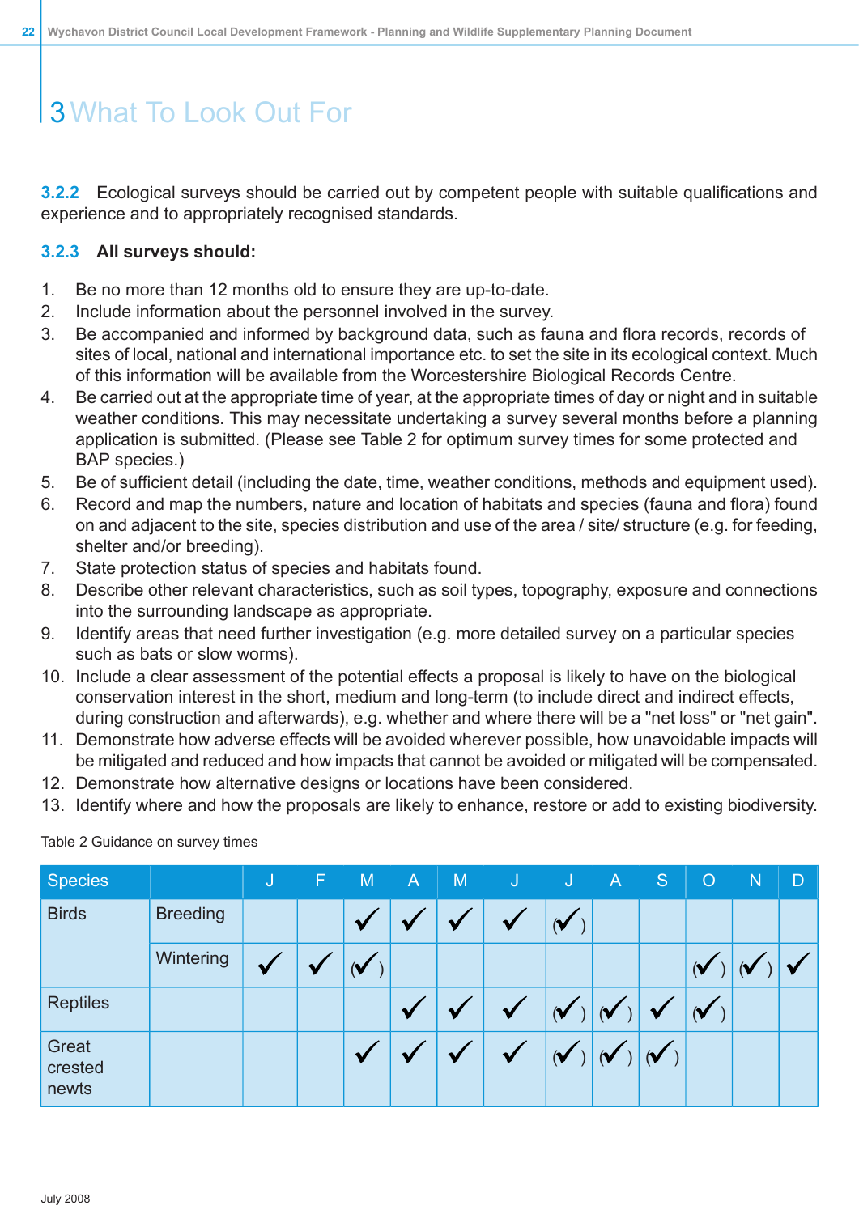# 3 What To Look Out For

**3.2.2** Ecological surveys should be carried out by competent people with suitable qualifications and experience and to appropriately recognised standards.

**3.2.3 All surveys should:**

1. Be no more than 12 months old to ensure they are up-to-date.
2. Include information about the personnel involved in the survey.
3. Be accompanied and informed by background data, such as fauna and flora records, records of sites of local, national and international importance etc. to set the site in its ecological context. Much of this information will be available from the Worcestershire Biological Records Centre.
4. Be carried out at the appropriate time of year, at the appropriate times of day or night and in suitable weather conditions. This may necessitate undertaking a survey several months before a planning application is submitted. (Please see Table 2 for optimum survey times for some protected and BAP species.)
5. Be of sufficient detail (including the date, time, weather conditions, methods and equipment used).
6. Record and map the numbers, nature and location of habitats and species (fauna and flora) found on and adjacent to the site, species distribution and use of the area / site/ structure (e.g. for feeding, shelter and/or breeding).
7. State protection status of species and habitats found.
8. Describe other relevant characteristics, such as soil types, topography, exposure and connections into the surrounding landscape as appropriate.
9. Identify areas that need further investigation (e.g. more detailed survey on a particular species such as bats or slow worms).
10. Include a clear assessment of the potential effects a proposal is likely to have on the biological conservation interest in the short, medium and long-term (to include direct and indirect effects, during construction and afterwards), e.g. whether and where there will be a "net loss" or "net gain".
11. Demonstrate how adverse effects will be avoided wherever possible, how unavoidable impacts will be mitigated and reduced and how impacts that cannot be avoided or mitigated will be compensated.
12. Demonstrate how alternative designs or locations have been considered.
13. Identify where and how the proposals are likely to enhance, restore or add to existing biodiversity.

Table 2 Guidance on survey times

| Species | | J | F | M | A | M | J | J | A | S | O | N | D |
|---|---|---|---|---|---|---|---|---|---|---|---|---|---|
| Birds | Breeding | | | ✓ | ✓ | ✓ | ✓ | (✓) | | | | | |
| | Wintering | ✓ | ✓ | (✓) | | | | | | | (✓) | (✓) | ✓ |
| Reptiles | | | | | ✓ | ✓ | ✓ | (✓) | (✓) | ✓ | (✓) | | |
| Great crested newts | | | | ✓ | ✓ | ✓ | ✓ | (✓) | (✓) | (✓) | | | |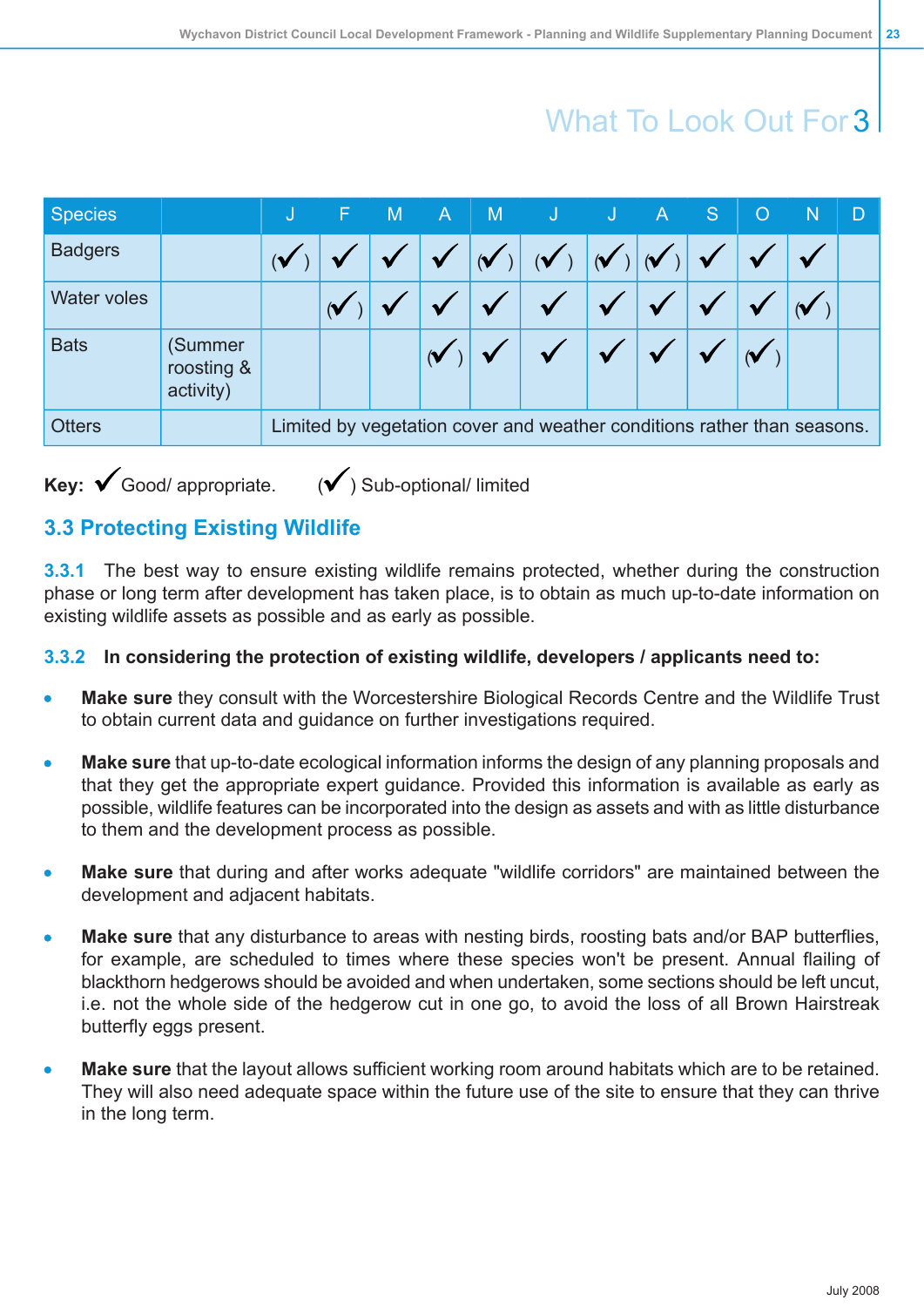# What To Look Out For 3

| Species | | J | F | M | A | M | J | J | A | S | O | N | D |
|---|---|---|---|---|---|---|---|---|---|---|---|---|---|
| Badgers | | (✓) | ✓ | ✓ | ✓ | (✓) | (✓) | (✓) | (✓) | ✓ | ✓ | ✓ | |
| Water voles | | | (✓) | ✓ | ✓ | ✓ | ✓ | ✓ | ✓ | ✓ | ✓ | (✓) | |
| Bats | (Summer roosting & activity) | | | | (✓) | ✓ | ✓ | ✓ | ✓ | ✓ | (✓) | | |
| Otters | | Limited by vegetation cover and weather conditions rather than seasons. | | | | | | | | | | | |

**Key:** ✓ Good/ appropriate. (✓) Sub-optional/ limited

## 3.3 Protecting Existing Wildlife

**3.3.1** The best way to ensure existing wildlife remains protected, whether during the construction phase or long term after development has taken place, is to obtain as much up-to-date information on existing wildlife assets as possible and as early as possible.

**3.3.2 In considering the protection of existing wildlife, developers / applicants need to:**

- **Make sure** they consult with the Worcestershire Biological Records Centre and the Wildlife Trust to obtain current data and guidance on further investigations required.
- **Make sure** that up-to-date ecological information informs the design of any planning proposals and that they get the appropriate expert guidance. Provided this information is available as early as possible, wildlife features can be incorporated into the design as assets and with as little disturbance to them and the development process as possible.
- **Make sure** that during and after works adequate "wildlife corridors" are maintained between the development and adjacent habitats.
- **Make sure** that any disturbance to areas with nesting birds, roosting bats and/or BAP butterflies, for example, are scheduled to times where these species won't be present. Annual flailing of blackthorn hedgerows should be avoided and when undertaken, some sections should be left uncut, i.e. not the whole side of the hedgerow cut in one go, to avoid the loss of all Brown Hairstreak butterfly eggs present.
- **Make sure** that the layout allows sufficient working room around habitats which are to be retained. They will also need adequate space within the future use of the site to ensure that they can thrive in the long term.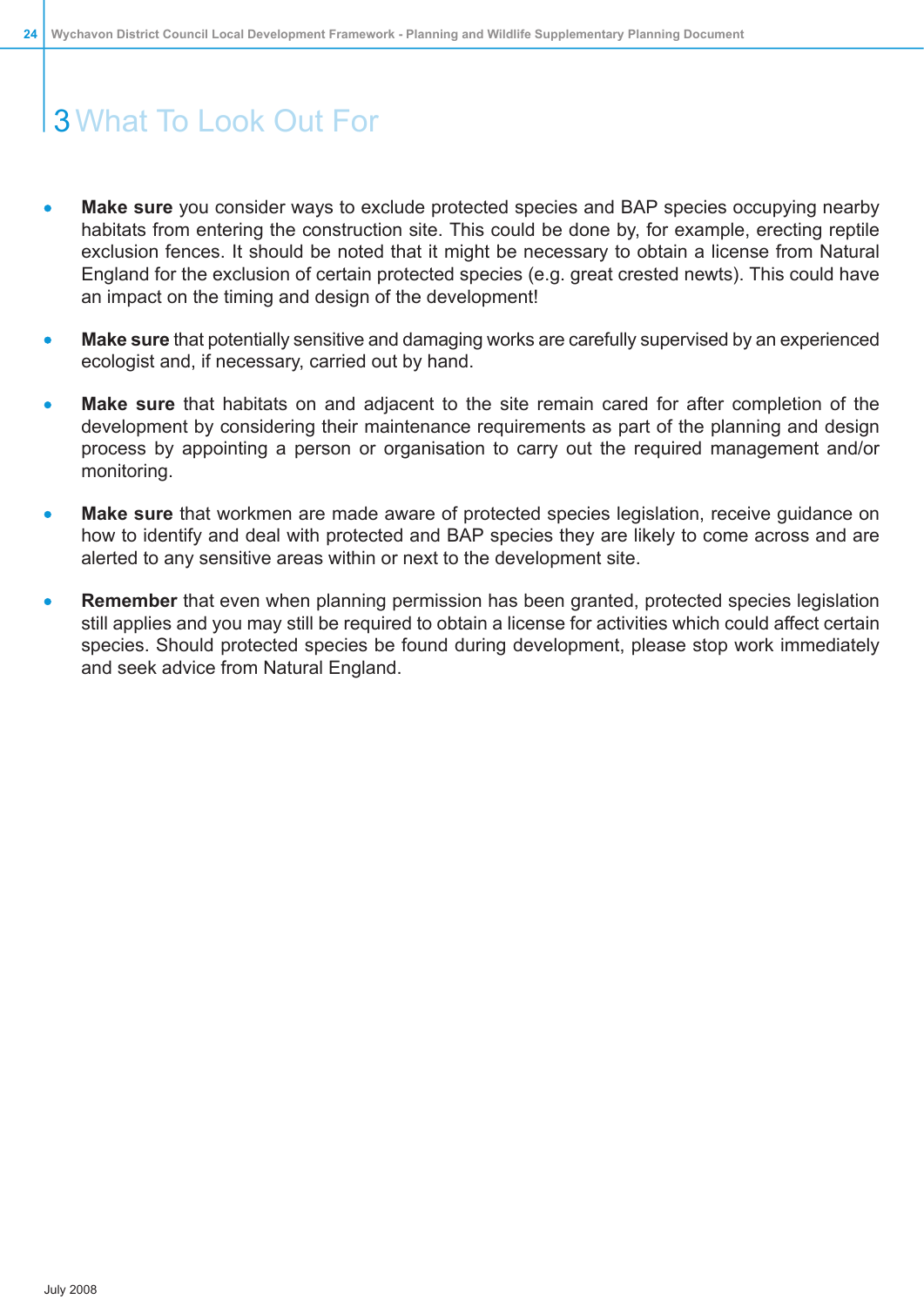# 3 What To Look Out For

- **Make sure** you consider ways to exclude protected species and BAP species occupying nearby habitats from entering the construction site. This could be done by, for example, erecting reptile exclusion fences. It should be noted that it might be necessary to obtain a license from Natural England for the exclusion of certain protected species (e.g. great crested newts). This could have an impact on the timing and design of the development!

- **Make sure** that potentially sensitive and damaging works are carefully supervised by an experienced ecologist and, if necessary, carried out by hand.

- **Make sure** that habitats on and adjacent to the site remain cared for after completion of the development by considering their maintenance requirements as part of the planning and design process by appointing a person or organisation to carry out the required management and/or monitoring.

- **Make sure** that workmen are made aware of protected species legislation, receive guidance on how to identify and deal with protected and BAP species they are likely to come across and are alerted to any sensitive areas within or next to the development site.

- **Remember** that even when planning permission has been granted, protected species legislation still applies and you may still be required to obtain a license for activities which could affect certain species. Should protected species be found during development, please stop work immediately and seek advice from Natural England.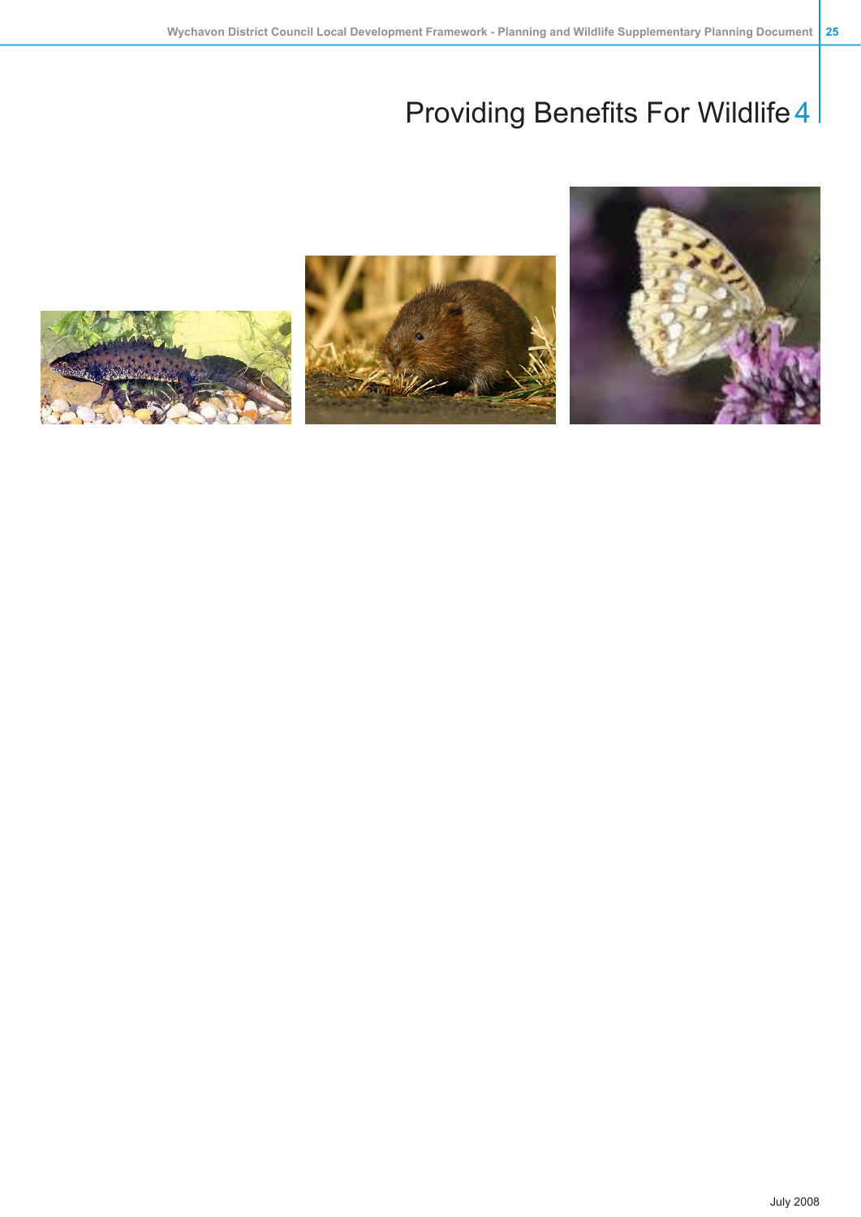# Providing Benefits For Wildlife 4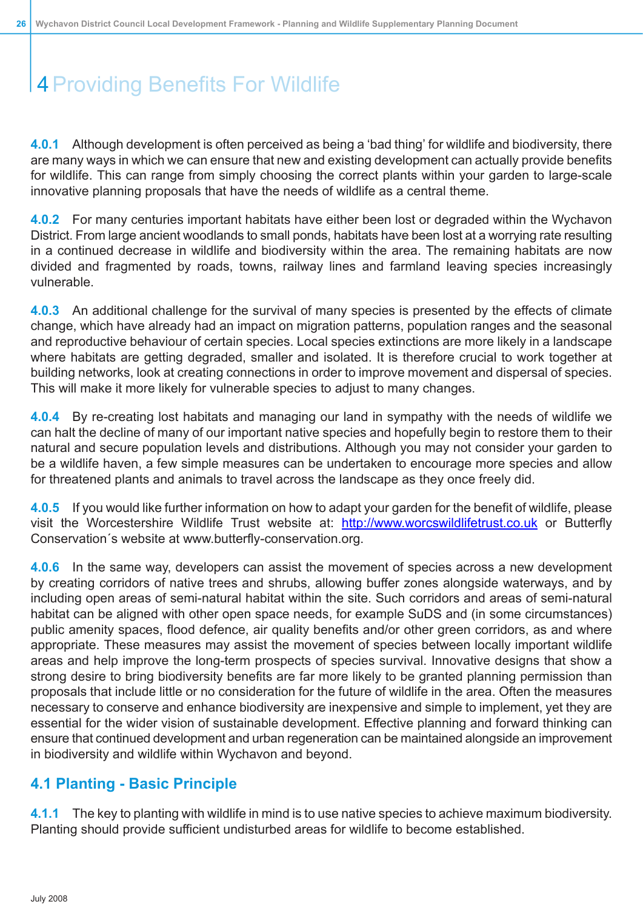# 4 Providing Benefits For Wildlife

**4.0.1** Although development is often perceived as being a 'bad thing' for wildlife and biodiversity, there are many ways in which we can ensure that new and existing development can actually provide benefits for wildlife. This can range from simply choosing the correct plants within your garden to large-scale innovative planning proposals that have the needs of wildlife as a central theme.

**4.0.2** For many centuries important habitats have either been lost or degraded within the Wychavon District. From large ancient woodlands to small ponds, habitats have been lost at a worrying rate resulting in a continued decrease in wildlife and biodiversity within the area. The remaining habitats are now divided and fragmented by roads, towns, railway lines and farmland leaving species increasingly vulnerable.

**4.0.3** An additional challenge for the survival of many species is presented by the effects of climate change, which have already had an impact on migration patterns, population ranges and the seasonal and reproductive behaviour of certain species. Local species extinctions are more likely in a landscape where habitats are getting degraded, smaller and isolated. It is therefore crucial to work together at building networks, look at creating connections in order to improve movement and dispersal of species. This will make it more likely for vulnerable species to adjust to many changes.

**4.0.4** By re-creating lost habitats and managing our land in sympathy with the needs of wildlife we can halt the decline of many of our important native species and hopefully begin to restore them to their natural and secure population levels and distributions. Although you may not consider your garden to be a wildlife haven, a few simple measures can be undertaken to encourage more species and allow for threatened plants and animals to travel across the landscape as they once freely did.

**4.0.5** If you would like further information on how to adapt your garden for the benefit of wildlife, please visit the Worcestershire Wildlife Trust website at: http://www.worcswildlifetrust.co.uk or Butterfly Conservation´s website at www.butterfly-conservation.org.

**4.0.6** In the same way, developers can assist the movement of species across a new development by creating corridors of native trees and shrubs, allowing buffer zones alongside waterways, and by including open areas of semi-natural habitat within the site. Such corridors and areas of semi-natural habitat can be aligned with other open space needs, for example SuDS and (in some circumstances) public amenity spaces, flood defence, air quality benefits and/or other green corridors, as and where appropriate. These measures may assist the movement of species between locally important wildlife areas and help improve the long-term prospects of species survival. Innovative designs that show a strong desire to bring biodiversity benefits are far more likely to be granted planning permission than proposals that include little or no consideration for the future of wildlife in the area. Often the measures necessary to conserve and enhance biodiversity are inexpensive and simple to implement, yet they are essential for the wider vision of sustainable development. Effective planning and forward thinking can ensure that continued development and urban regeneration can be maintained alongside an improvement in biodiversity and wildlife within Wychavon and beyond.

## 4.1 Planting - Basic Principle

**4.1.1** The key to planting with wildlife in mind is to use native species to achieve maximum biodiversity. Planting should provide sufficient undisturbed areas for wildlife to become established.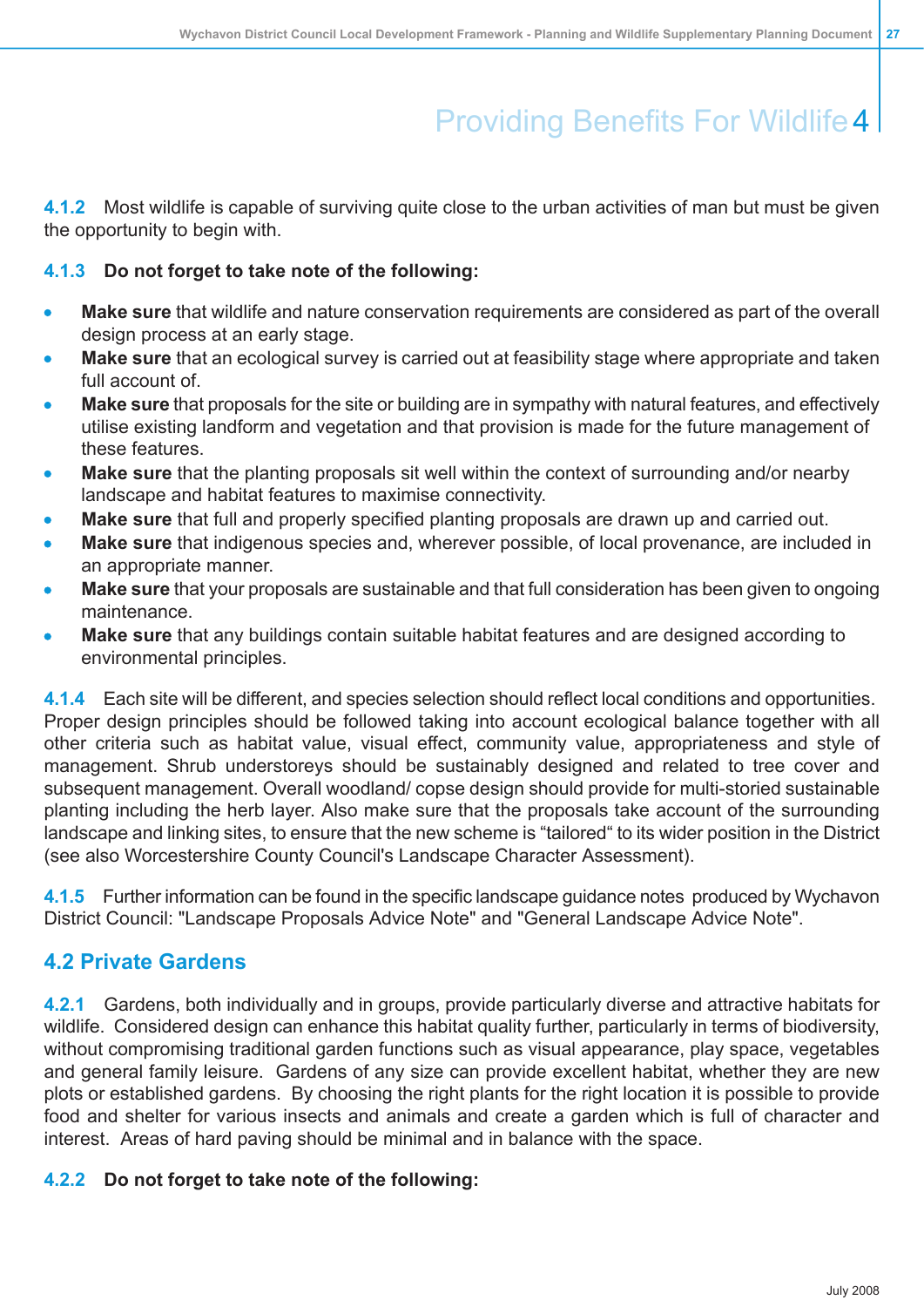**4.1.2** Most wildlife is capable of surviving quite close to the urban activities of man but must be given the opportunity to begin with.

**4.1.3 Do not forget to take note of the following:**

- **Make sure** that wildlife and nature conservation requirements are considered as part of the overall design process at an early stage.
- **Make sure** that an ecological survey is carried out at feasibility stage where appropriate and taken full account of.
- **Make sure** that proposals for the site or building are in sympathy with natural features, and effectively utilise existing landform and vegetation and that provision is made for the future management of these features.
- **Make sure** that the planting proposals sit well within the context of surrounding and/or nearby landscape and habitat features to maximise connectivity.
- **Make sure** that full and properly specified planting proposals are drawn up and carried out.
- **Make sure** that indigenous species and, wherever possible, of local provenance, are included in an appropriate manner.
- **Make sure** that your proposals are sustainable and that full consideration has been given to ongoing maintenance.
- **Make sure** that any buildings contain suitable habitat features and are designed according to environmental principles.

**4.1.4** Each site will be different, and species selection should reflect local conditions and opportunities. Proper design principles should be followed taking into account ecological balance together with all other criteria such as habitat value, visual effect, community value, appropriateness and style of management. Shrub understoreys should be sustainably designed and related to tree cover and subsequent management. Overall woodland/ copse design should provide for multi-storied sustainable planting including the herb layer. Also make sure that the proposals take account of the surrounding landscape and linking sites, to ensure that the new scheme is "tailored" to its wider position in the District (see also Worcestershire County Council's Landscape Character Assessment).

**4.1.5** Further information can be found in the specific landscape guidance notes produced by Wychavon District Council: "Landscape Proposals Advice Note" and "General Landscape Advice Note".

## 4.2 Private Gardens

**4.2.1** Gardens, both individually and in groups, provide particularly diverse and attractive habitats for wildlife. Considered design can enhance this habitat quality further, particularly in terms of biodiversity, without compromising traditional garden functions such as visual appearance, play space, vegetables and general family leisure. Gardens of any size can provide excellent habitat, whether they are new plots or established gardens. By choosing the right plants for the right location it is possible to provide food and shelter for various insects and animals and create a garden which is full of character and interest. Areas of hard paving should be minimal and in balance with the space.

**4.2.2 Do not forget to take note of the following:**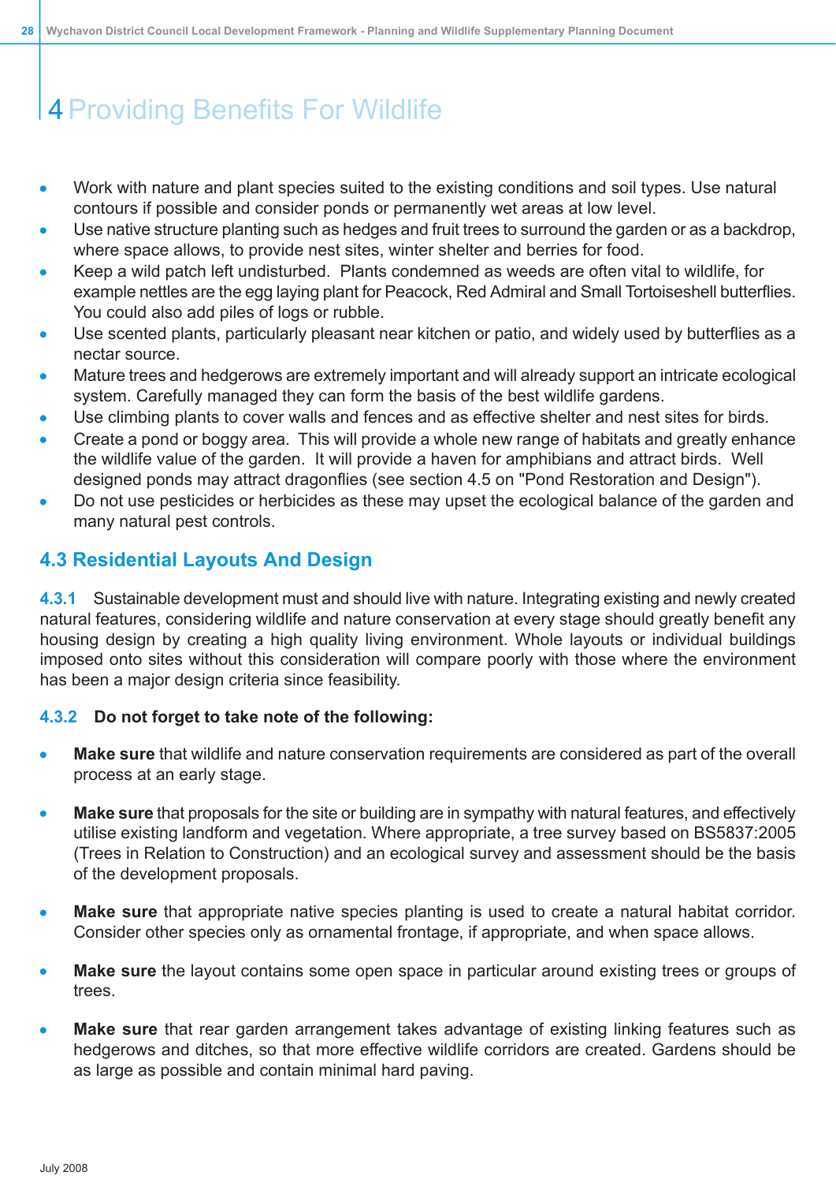# 4 Providing Benefits For Wildlife

- Work with nature and plant species suited to the existing conditions and soil types. Use natural contours if possible and consider ponds or permanently wet areas at low level.
- Use native structure planting such as hedges and fruit trees to surround the garden or as a backdrop, where space allows, to provide nest sites, winter shelter and berries for food.
- Keep a wild patch left undisturbed. Plants condemned as weeds are often vital to wildlife, for example nettles are the egg laying plant for Peacock, Red Admiral and Small Tortoiseshell butterflies. You could also add piles of logs or rubble.
- Use scented plants, particularly pleasant near kitchen or patio, and widely used by butterflies as a nectar source.
- Mature trees and hedgerows are extremely important and will already support an intricate ecological system. Carefully managed they can form the basis of the best wildlife gardens.
- Use climbing plants to cover walls and fences and as effective shelter and nest sites for birds.
- Create a pond or boggy area. This will provide a whole new range of habitats and greatly enhance the wildlife value of the garden. It will provide a haven for amphibians and attract birds. Well designed ponds may attract dragonflies (see section 4.5 on "Pond Restoration and Design").
- Do not use pesticides or herbicides as these may upset the ecological balance of the garden and many natural pest controls.

## 4.3 Residential Layouts And Design

**4.3.1** Sustainable development must and should live with nature. Integrating existing and newly created natural features, considering wildlife and nature conservation at every stage should greatly benefit any housing design by creating a high quality living environment. Whole layouts or individual buildings imposed onto sites without this consideration will compare poorly with those where the environment has been a major design criteria since feasibility.

**4.3.2 Do not forget to take note of the following:**

- **Make sure** that wildlife and nature conservation requirements are considered as part of the overall process at an early stage.

- **Make sure** that proposals for the site or building are in sympathy with natural features, and effectively utilise existing landform and vegetation. Where appropriate, a tree survey based on BS5837:2005 (Trees in Relation to Construction) and an ecological survey and assessment should be the basis of the development proposals.

- **Make sure** that appropriate native species planting is used to create a natural habitat corridor. Consider other species only as ornamental frontage, if appropriate, and when space allows.

- **Make sure** the layout contains some open space in particular around existing trees or groups of trees.

- **Make sure** that rear garden arrangement takes advantage of existing linking features such as hedgerows and ditches, so that more effective wildlife corridors are created. Gardens should be as large as possible and contain minimal hard paving.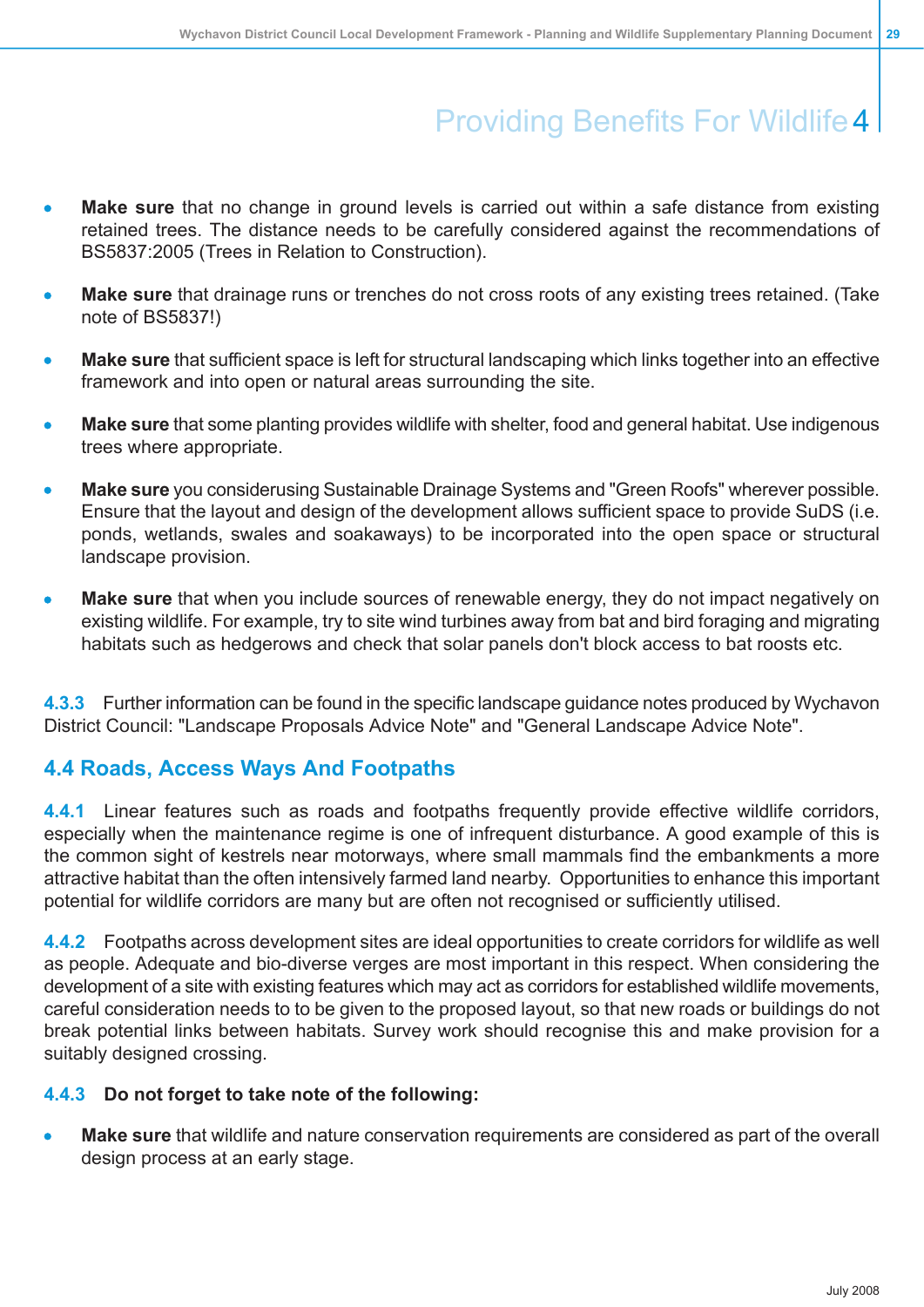- **Make sure** that no change in ground levels is carried out within a safe distance from existing retained trees. The distance needs to be carefully considered against the recommendations of BS5837:2005 (Trees in Relation to Construction).

- **Make sure** that drainage runs or trenches do not cross roots of any existing trees retained. (Take note of BS5837!)

- **Make sure** that sufficient space is left for structural landscaping which links together into an effective framework and into open or natural areas surrounding the site.

- **Make sure** that some planting provides wildlife with shelter, food and general habitat. Use indigenous trees where appropriate.

- **Make sure** you considerusing Sustainable Drainage Systems and "Green Roofs" wherever possible. Ensure that the layout and design of the development allows sufficient space to provide SuDS (i.e. ponds, wetlands, swales and soakaways) to be incorporated into the open space or structural landscape provision.

- **Make sure** that when you include sources of renewable energy, they do not impact negatively on existing wildlife. For example, try to site wind turbines away from bat and bird foraging and migrating habitats such as hedgerows and check that solar panels don't block access to bat roosts etc.

4.3.3 Further information can be found in the specific landscape guidance notes produced by Wychavon District Council: "Landscape Proposals Advice Note" and "General Landscape Advice Note".

## 4.4 Roads, Access Ways And Footpaths

4.4.1 Linear features such as roads and footpaths frequently provide effective wildlife corridors, especially when the maintenance regime is one of infrequent disturbance. A good example of this is the common sight of kestrels near motorways, where small mammals find the embankments a more attractive habitat than the often intensively farmed land nearby. Opportunities to enhance this important potential for wildlife corridors are many but are often not recognised or sufficiently utilised.

4.4.2 Footpaths across development sites are ideal opportunities to create corridors for wildlife as well as people. Adequate and bio-diverse verges are most important in this respect. When considering the development of a site with existing features which may act as corridors for established wildlife movements, careful consideration needs to to be given to the proposed layout, so that new roads or buildings do not break potential links between habitats. Survey work should recognise this and make provision for a suitably designed crossing.

4.4.3 **Do not forget to take note of the following:**

- **Make sure** that wildlife and nature conservation requirements are considered as part of the overall design process at an early stage.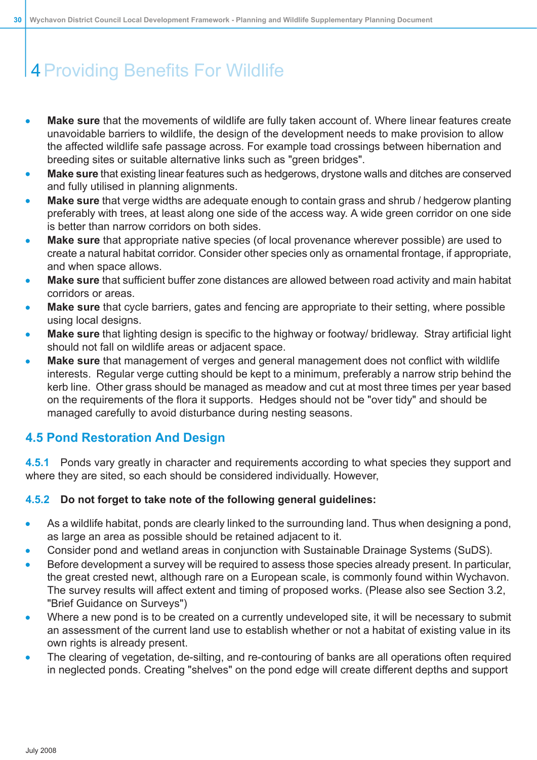# 4 Providing Benefits For Wildlife

- **Make sure** that the movements of wildlife are fully taken account of. Where linear features create unavoidable barriers to wildlife, the design of the development needs to make provision to allow the affected wildlife safe passage across. For example toad crossings between hibernation and breeding sites or suitable alternative links such as "green bridges".
- **Make sure** that existing linear features such as hedgerows, drystone walls and ditches are conserved and fully utilised in planning alignments.
- **Make sure** that verge widths are adequate enough to contain grass and shrub / hedgerow planting preferably with trees, at least along one side of the access way. A wide green corridor on one side is better than narrow corridors on both sides.
- **Make sure** that appropriate native species (of local provenance wherever possible) are used to create a natural habitat corridor. Consider other species only as ornamental frontage, if appropriate, and when space allows.
- **Make sure** that sufficient buffer zone distances are allowed between road activity and main habitat corridors or areas.
- **Make sure** that cycle barriers, gates and fencing are appropriate to their setting, where possible using local designs.
- **Make sure** that lighting design is specific to the highway or footway/ bridleway. Stray artificial light should not fall on wildlife areas or adjacent space.
- **Make sure** that management of verges and general management does not conflict with wildlife interests. Regular verge cutting should be kept to a minimum, preferably a narrow strip behind the kerb line. Other grass should be managed as meadow and cut at most three times per year based on the requirements of the flora it supports. Hedges should not be "over tidy" and should be managed carefully to avoid disturbance during nesting seasons.

## 4.5 Pond Restoration And Design

**4.5.1** Ponds vary greatly in character and requirements according to what species they support and where they are sited, so each should be considered individually. However,

**4.5.2 Do not forget to take note of the following general guidelines:**

- As a wildlife habitat, ponds are clearly linked to the surrounding land. Thus when designing a pond, as large an area as possible should be retained adjacent to it.
- Consider pond and wetland areas in conjunction with Sustainable Drainage Systems (SuDS).
- Before development a survey will be required to assess those species already present. In particular, the great crested newt, although rare on a European scale, is commonly found within Wychavon. The survey results will affect extent and timing of proposed works. (Please also see Section 3.2, "Brief Guidance on Surveys")
- Where a new pond is to be created on a currently undeveloped site, it will be necessary to submit an assessment of the current land use to establish whether or not a habitat of existing value in its own rights is already present.
- The clearing of vegetation, de-silting, and re-contouring of banks are all operations often required in neglected ponds. Creating "shelves" on the pond edge will create different depths and support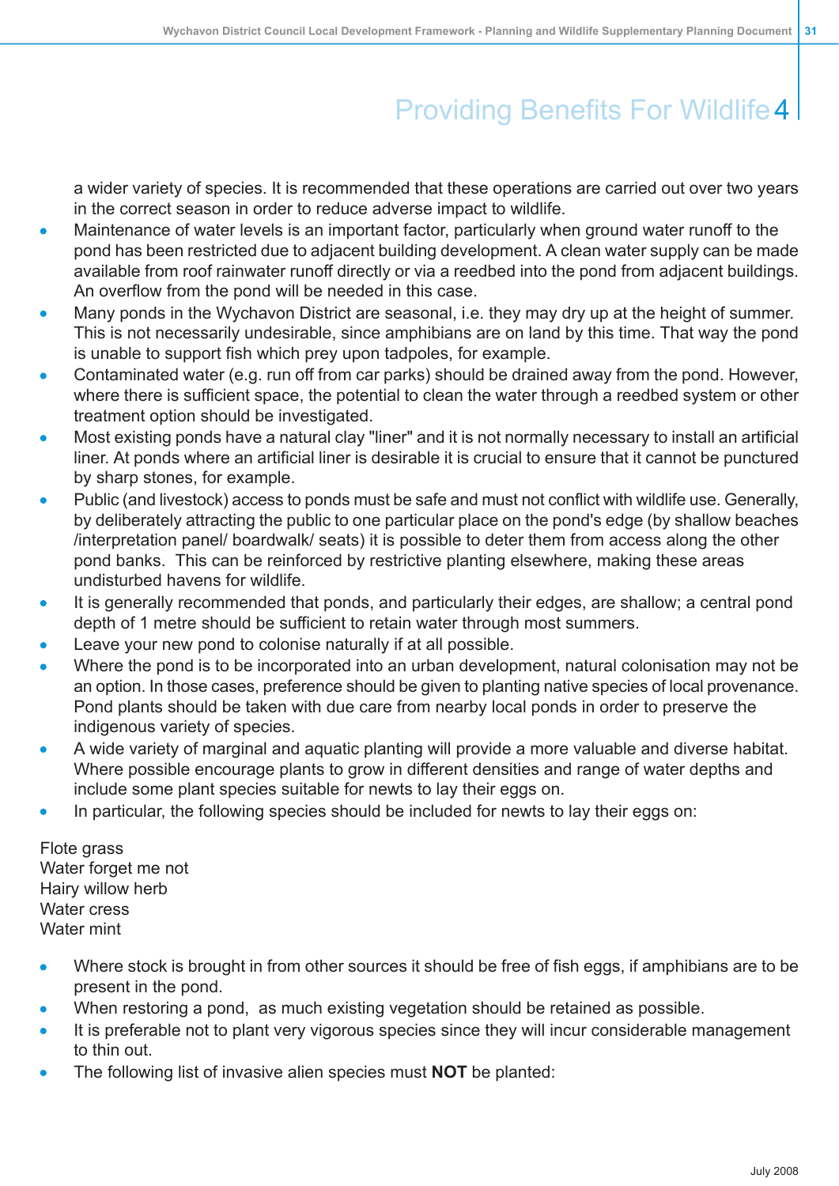a wider variety of species. It is recommended that these operations are carried out over two years in the correct season in order to reduce adverse impact to wildlife.

- Maintenance of water levels is an important factor, particularly when ground water runoff to the pond has been restricted due to adjacent building development. A clean water supply can be made available from roof rainwater runoff directly or via a reedbed into the pond from adjacent buildings. An overflow from the pond will be needed in this case.
- Many ponds in the Wychavon District are seasonal, i.e. they may dry up at the height of summer. This is not necessarily undesirable, since amphibians are on land by this time. That way the pond is unable to support fish which prey upon tadpoles, for example.
- Contaminated water (e.g. run off from car parks) should be drained away from the pond. However, where there is sufficient space, the potential to clean the water through a reedbed system or other treatment option should be investigated.
- Most existing ponds have a natural clay "liner" and it is not normally necessary to install an artificial liner. At ponds where an artificial liner is desirable it is crucial to ensure that it cannot be punctured by sharp stones, for example.
- Public (and livestock) access to ponds must be safe and must not conflict with wildlife use. Generally, by deliberately attracting the public to one particular place on the pond's edge (by shallow beaches /interpretation panel/ boardwalk/ seats) it is possible to deter them from access along the other pond banks. This can be reinforced by restrictive planting elsewhere, making these areas undisturbed havens for wildlife.
- It is generally recommended that ponds, and particularly their edges, are shallow; a central pond depth of 1 metre should be sufficient to retain water through most summers.
- Leave your new pond to colonise naturally if at all possible.
- Where the pond is to be incorporated into an urban development, natural colonisation may not be an option. In those cases, preference should be given to planting native species of local provenance. Pond plants should be taken with due care from nearby local ponds in order to preserve the indigenous variety of species.
- A wide variety of marginal and aquatic planting will provide a more valuable and diverse habitat. Where possible encourage plants to grow in different densities and range of water depths and include some plant species suitable for newts to lay their eggs on.
- In particular, the following species should be included for newts to lay their eggs on:

Flote grass
Water forget me not
Hairy willow herb
Water cress
Water mint

- Where stock is brought in from other sources it should be free of fish eggs, if amphibians are to be present in the pond.
- When restoring a pond, as much existing vegetation should be retained as possible.
- It is preferable not to plant very vigorous species since they will incur considerable management to thin out.
- The following list of invasive alien species must **NOT** be planted: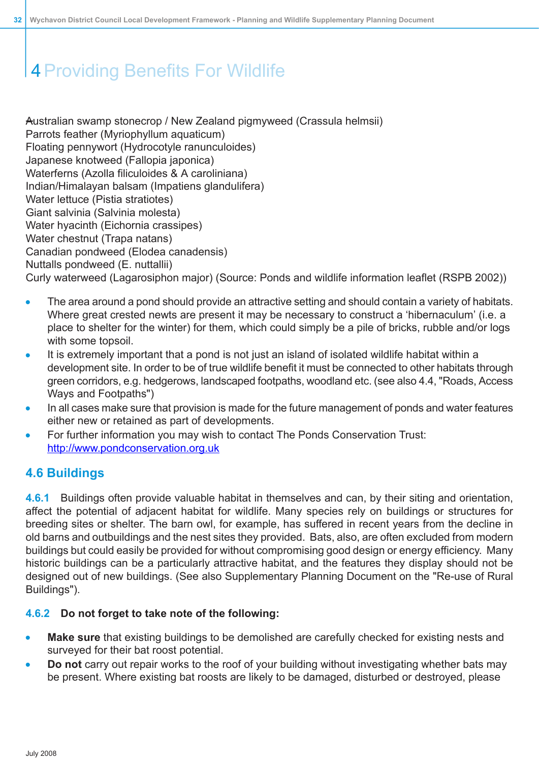# 4 Providing Benefits For Wildlife

Australian swamp stonecrop / New Zealand pigmyweed (Crassula helmsii)
Parrots feather (Myriophyllum aquaticum)
Floating pennywort (Hydrocotyle ranunculoides)
Japanese knotweed (Fallopia japonica)
Waterferns (Azolla filiculoides & A caroliniana)
Indian/Himalayan balsam (Impatiens glandulifera)
Water lettuce (Pistia stratiotes)
Giant salvinia (Salvinia molesta)
Water hyacinth (Eichornia crassipes)
Water chestnut (Trapa natans)
Canadian pondweed (Elodea canadensis)
Nuttalls pondweed (E. nuttallii)
Curly waterweed (Lagarosiphon major) (Source: Ponds and wildlife information leaflet (RSPB 2002))

- The area around a pond should provide an attractive setting and should contain a variety of habitats. Where great crested newts are present it may be necessary to construct a 'hibernaculum' (i.e. a place to shelter for the winter) for them, which could simply be a pile of bricks, rubble and/or logs with some topsoil.
- It is extremely important that a pond is not just an island of isolated wildlife habitat within a development site. In order to be of true wildlife benefit it must be connected to other habitats through green corridors, e.g. hedgerows, landscaped footpaths, woodland etc. (see also 4.4, "Roads, Access Ways and Footpaths")
- In all cases make sure that provision is made for the future management of ponds and water features either new or retained as part of developments.
- For further information you may wish to contact The Ponds Conservation Trust: http://www.pondconservation.org.uk

## 4.6 Buildings

**4.6.1** Buildings often provide valuable habitat in themselves and can, by their siting and orientation, affect the potential of adjacent habitat for wildlife. Many species rely on buildings or structures for breeding sites or shelter. The barn owl, for example, has suffered in recent years from the decline in old barns and outbuildings and the nest sites they provided. Bats, also, are often excluded from modern buildings but could easily be provided for without compromising good design or energy efficiency. Many historic buildings can be a particularly attractive habitat, and the features they display should not be designed out of new buildings. (See also Supplementary Planning Document on the "Re-use of Rural Buildings").

### 4.6.2 Do not forget to take note of the following:

- **Make sure** that existing buildings to be demolished are carefully checked for existing nests and surveyed for their bat roost potential.
- **Do not** carry out repair works to the roof of your building without investigating whether bats may be present. Where existing bat roosts are likely to be damaged, disturbed or destroyed, please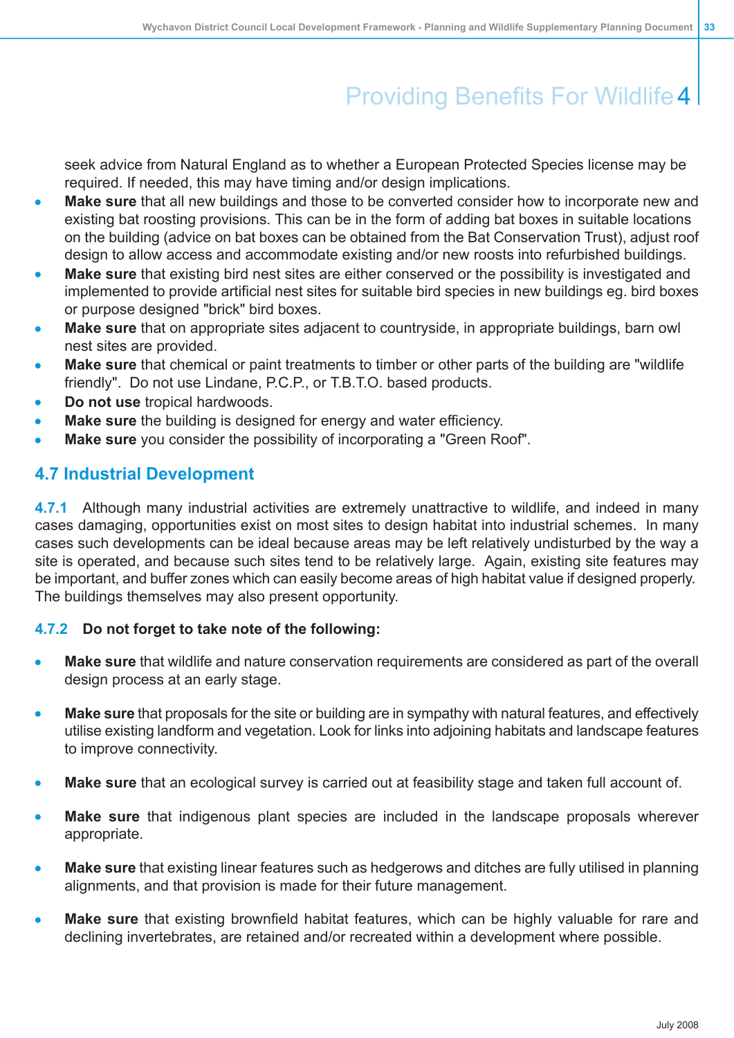seek advice from Natural England as to whether a European Protected Species license may be required. If needed, this may have timing and/or design implications.

- **Make sure** that all new buildings and those to be converted consider how to incorporate new and existing bat roosting provisions. This can be in the form of adding bat boxes in suitable locations on the building (advice on bat boxes can be obtained from the Bat Conservation Trust), adjust roof design to allow access and accommodate existing and/or new roosts into refurbished buildings.
- **Make sure** that existing bird nest sites are either conserved or the possibility is investigated and implemented to provide artificial nest sites for suitable bird species in new buildings eg. bird boxes or purpose designed "brick" bird boxes.
- **Make sure** that on appropriate sites adjacent to countryside, in appropriate buildings, barn owl nest sites are provided.
- **Make sure** that chemical or paint treatments to timber or other parts of the building are "wildlife friendly". Do not use Lindane, P.C.P., or T.B.T.O. based products.
- **Do not use** tropical hardwoods.
- **Make sure** the building is designed for energy and water efficiency.
- **Make sure** you consider the possibility of incorporating a "Green Roof".

## 4.7 Industrial Development

4.7.1 Although many industrial activities are extremely unattractive to wildlife, and indeed in many cases damaging, opportunities exist on most sites to design habitat into industrial schemes. In many cases such developments can be ideal because areas may be left relatively undisturbed by the way a site is operated, and because such sites tend to be relatively large. Again, existing site features may be important, and buffer zones which can easily become areas of high habitat value if designed properly. The buildings themselves may also present opportunity.

4.7.2 **Do not forget to take note of the following:**

- **Make sure** that wildlife and nature conservation requirements are considered as part of the overall design process at an early stage.
- **Make sure** that proposals for the site or building are in sympathy with natural features, and effectively utilise existing landform and vegetation. Look for links into adjoining habitats and landscape features to improve connectivity.
- **Make sure** that an ecological survey is carried out at feasibility stage and taken full account of.
- **Make sure** that indigenous plant species are included in the landscape proposals wherever appropriate.
- **Make sure** that existing linear features such as hedgerows and ditches are fully utilised in planning alignments, and that provision is made for their future management.
- **Make sure** that existing brownfield habitat features, which can be highly valuable for rare and declining invertebrates, are retained and/or recreated within a development where possible.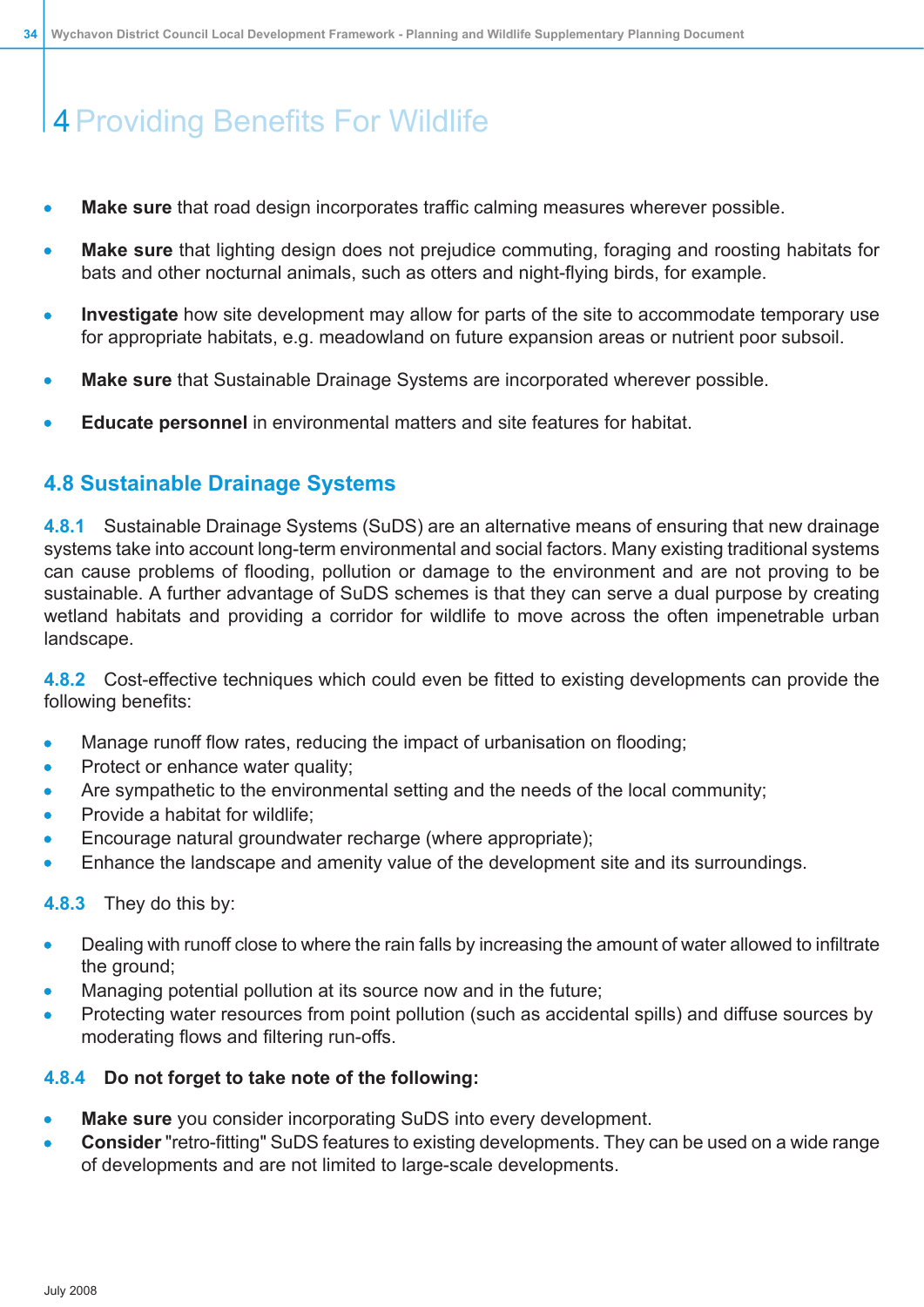# 4 Providing Benefits For Wildlife

- **Make sure** that road design incorporates traffic calming measures wherever possible.
- **Make sure** that lighting design does not prejudice commuting, foraging and roosting habitats for bats and other nocturnal animals, such as otters and night-flying birds, for example.
- **Investigate** how site development may allow for parts of the site to accommodate temporary use for appropriate habitats, e.g. meadowland on future expansion areas or nutrient poor subsoil.
- **Make sure** that Sustainable Drainage Systems are incorporated wherever possible.
- **Educate personnel** in environmental matters and site features for habitat.

## 4.8 Sustainable Drainage Systems

**4.8.1** Sustainable Drainage Systems (SuDS) are an alternative means of ensuring that new drainage systems take into account long-term environmental and social factors. Many existing traditional systems can cause problems of flooding, pollution or damage to the environment and are not proving to be sustainable. A further advantage of SuDS schemes is that they can serve a dual purpose by creating wetland habitats and providing a corridor for wildlife to move across the often impenetrable urban landscape.

**4.8.2** Cost-effective techniques which could even be fitted to existing developments can provide the following benefits:

- Manage runoff flow rates, reducing the impact of urbanisation on flooding;
- Protect or enhance water quality;
- Are sympathetic to the environmental setting and the needs of the local community;
- Provide a habitat for wildlife;
- Encourage natural groundwater recharge (where appropriate);
- Enhance the landscape and amenity value of the development site and its surroundings.

**4.8.3** They do this by:

- Dealing with runoff close to where the rain falls by increasing the amount of water allowed to infiltrate the ground;
- Managing potential pollution at its source now and in the future;
- Protecting water resources from point pollution (such as accidental spills) and diffuse sources by moderating flows and filtering run-offs.

**4.8.4 Do not forget to take note of the following:**

- **Make sure** you consider incorporating SuDS into every development.
- **Consider** "retro-fitting" SuDS features to existing developments. They can be used on a wide range of developments and are not limited to large-scale developments.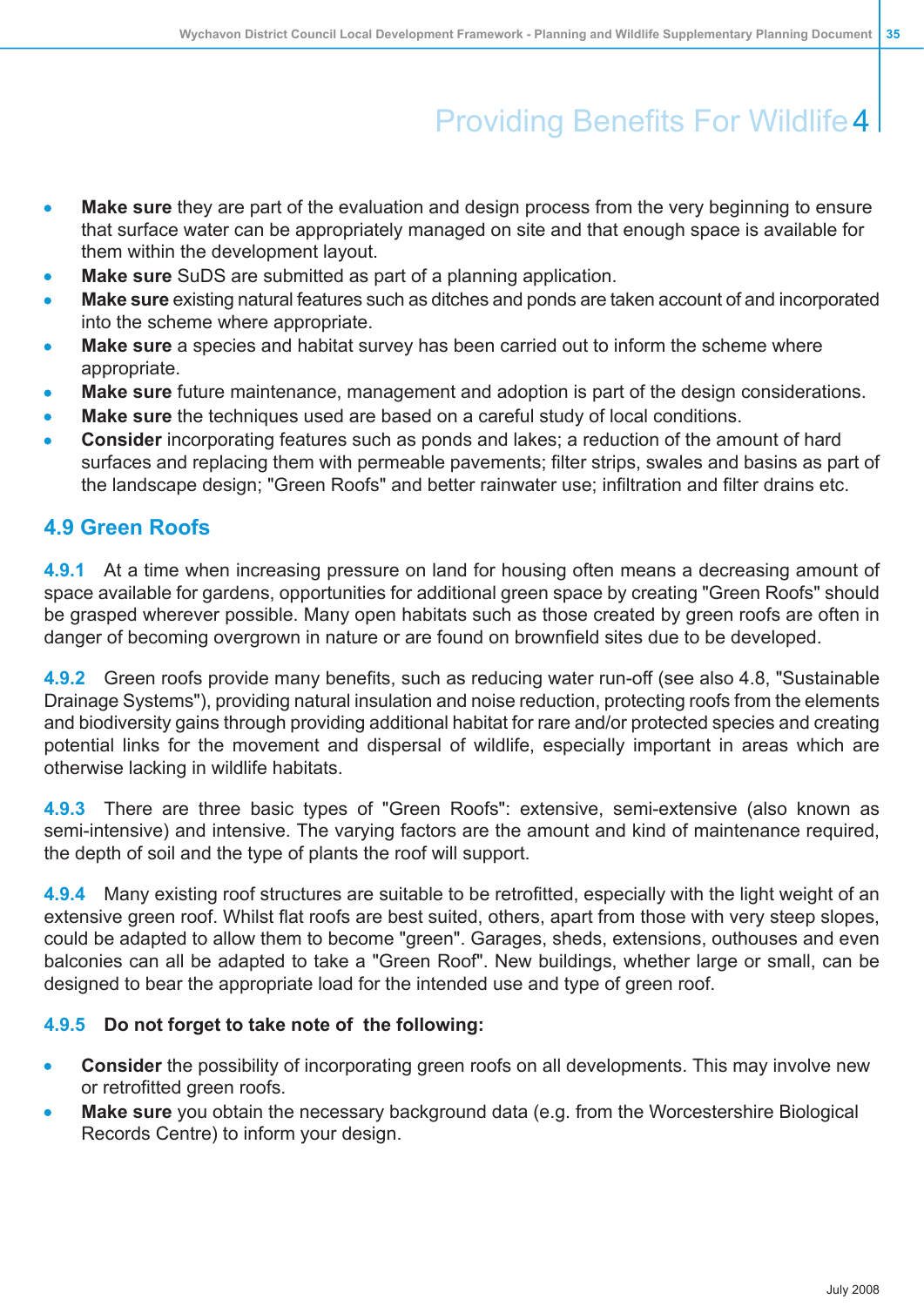# Providing Benefits For Wildlife 4

- **Make sure** they are part of the evaluation and design process from the very beginning to ensure that surface water can be appropriately managed on site and that enough space is available for them within the development layout.
- **Make sure** SuDS are submitted as part of a planning application.
- **Make sure** existing natural features such as ditches and ponds are taken account of and incorporated into the scheme where appropriate.
- **Make sure** a species and habitat survey has been carried out to inform the scheme where appropriate.
- **Make sure** future maintenance, management and adoption is part of the design considerations.
- **Make sure** the techniques used are based on a careful study of local conditions.
- **Consider** incorporating features such as ponds and lakes; a reduction of the amount of hard surfaces and replacing them with permeable pavements; filter strips, swales and basins as part of the landscape design; "Green Roofs" and better rainwater use; infiltration and filter drains etc.

## 4.9 Green Roofs

**4.9.1** At a time when increasing pressure on land for housing often means a decreasing amount of space available for gardens, opportunities for additional green space by creating "Green Roofs" should be grasped wherever possible. Many open habitats such as those created by green roofs are often in danger of becoming overgrown in nature or are found on brownfield sites due to be developed.

**4.9.2** Green roofs provide many benefits, such as reducing water run-off (see also 4.8, "Sustainable Drainage Systems"), providing natural insulation and noise reduction, protecting roofs from the elements and biodiversity gains through providing additional habitat for rare and/or protected species and creating potential links for the movement and dispersal of wildlife, especially important in areas which are otherwise lacking in wildlife habitats.

**4.9.3** There are three basic types of "Green Roofs": extensive, semi-extensive (also known as semi-intensive) and intensive. The varying factors are the amount and kind of maintenance required, the depth of soil and the type of plants the roof will support.

**4.9.4** Many existing roof structures are suitable to be retrofitted, especially with the light weight of an extensive green roof. Whilst flat roofs are best suited, others, apart from those with very steep slopes, could be adapted to allow them to become "green". Garages, sheds, extensions, outhouses and even balconies can all be adapted to take a "Green Roof". New buildings, whether large or small, can be designed to bear the appropriate load for the intended use and type of green roof.

**4.9.5 Do not forget to take note of the following:**

- **Consider** the possibility of incorporating green roofs on all developments. This may involve new or retrofitted green roofs.
- **Make sure** you obtain the necessary background data (e.g. from the Worcestershire Biological Records Centre) to inform your design.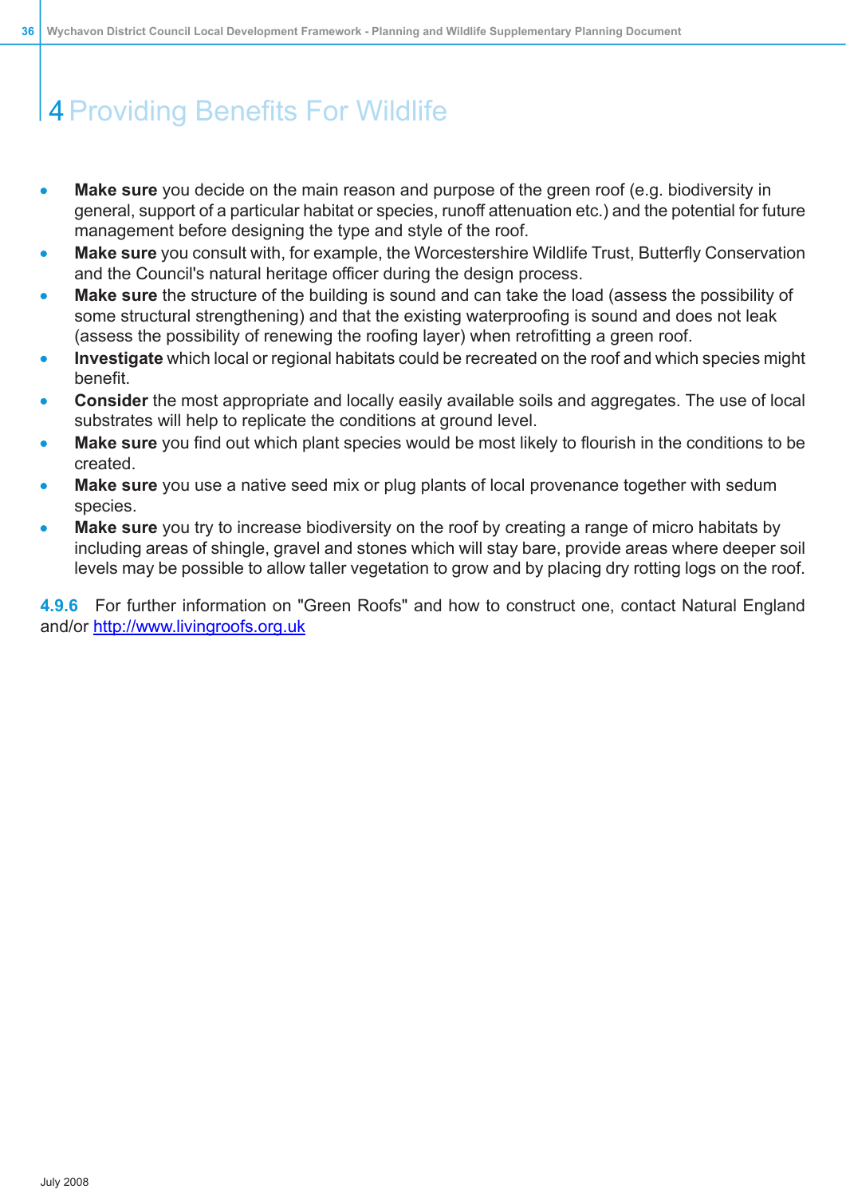# 4 Providing Benefits For Wildlife

- **Make sure** you decide on the main reason and purpose of the green roof (e.g. biodiversity in general, support of a particular habitat or species, runoff attenuation etc.) and the potential for future management before designing the type and style of the roof.
- **Make sure** you consult with, for example, the Worcestershire Wildlife Trust, Butterfly Conservation and the Council's natural heritage officer during the design process.
- **Make sure** the structure of the building is sound and can take the load (assess the possibility of some structural strengthening) and that the existing waterproofing is sound and does not leak (assess the possibility of renewing the roofing layer) when retrofitting a green roof.
- **Investigate** which local or regional habitats could be recreated on the roof and which species might benefit.
- **Consider** the most appropriate and locally easily available soils and aggregates. The use of local substrates will help to replicate the conditions at ground level.
- **Make sure** you find out which plant species would be most likely to flourish in the conditions to be created.
- **Make sure** you use a native seed mix or plug plants of local provenance together with sedum species.
- **Make sure** you try to increase biodiversity on the roof by creating a range of micro habitats by including areas of shingle, gravel and stones which will stay bare, provide areas where deeper soil levels may be possible to allow taller vegetation to grow and by placing dry rotting logs on the roof.

**4.9.6** For further information on "Green Roofs" and how to construct one, contact Natural England and/or http://www.livingroofs.org.uk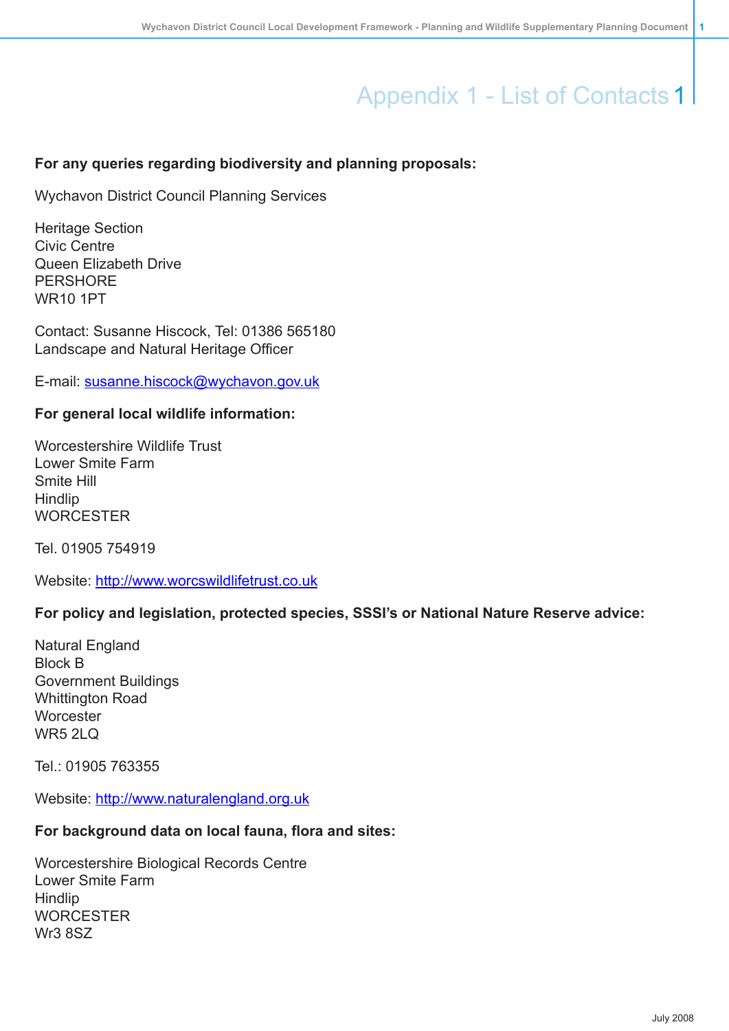# Appendix 1 - List of Contacts

**For any queries regarding biodiversity and planning proposals:**

Wychavon District Council Planning Services

Heritage Section
Civic Centre
Queen Elizabeth Drive
PERSHORE
WR10 1PT

Contact: Susanne Hiscock, Tel: 01386 565180
Landscape and Natural Heritage Officer

E-mail: susanne.hiscock@wychavon.gov.uk

**For general local wildlife information:**

Worcestershire Wildlife Trust
Lower Smite Farm
Smite Hill
Hindlip
WORCESTER

Tel. 01905 754919

Website: http://www.worcswildlifetrust.co.uk

**For policy and legislation, protected species, SSSI's or National Nature Reserve advice:**

Natural England
Block B
Government Buildings
Whittington Road
Worcester
WR5 2LQ

Tel.: 01905 763355

Website: http://www.naturalengland.org.uk

**For background data on local fauna, flora and sites:**

Worcestershire Biological Records Centre
Lower Smite Farm
Hindlip
WORCESTER
Wr3 8SZ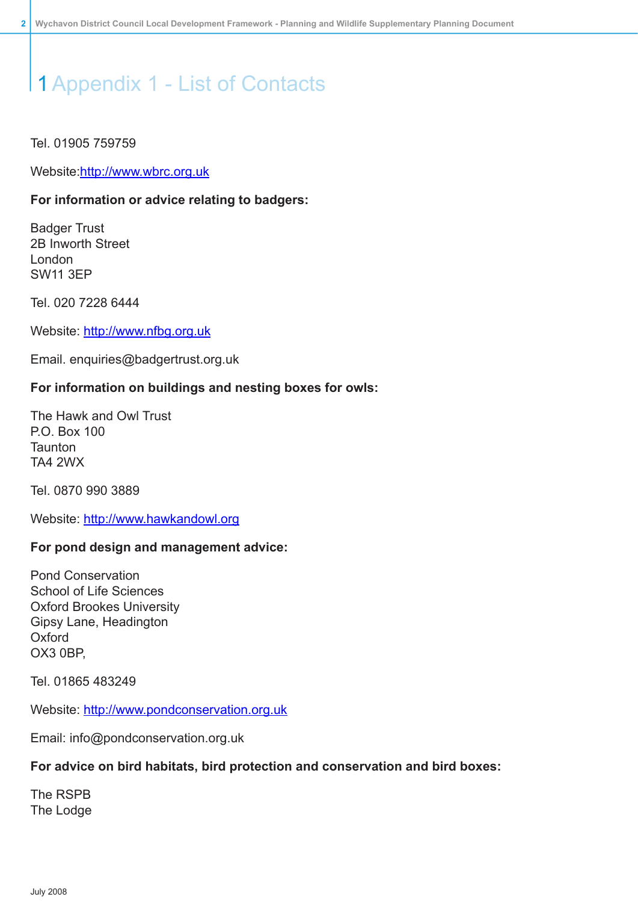# 1 Appendix 1 - List of Contacts

Tel. 01905 759759

Website:http://www.wbrc.org.uk

**For information or advice relating to badgers:**

Badger Trust
2B Inworth Street
London
SW11 3EP

Tel. 020 7228 6444

Website: http://www.nfbg.org.uk

Email. enquiries@badgertrust.org.uk

**For information on buildings and nesting boxes for owls:**

The Hawk and Owl Trust
P.O. Box 100
Taunton
TA4 2WX

Tel. 0870 990 3889

Website: http://www.hawkandowl.org

**For pond design and management advice:**

Pond Conservation
School of Life Sciences
Oxford Brookes University
Gipsy Lane, Headington
Oxford
OX3 0BP,

Tel. 01865 483249

Website: http://www.pondconservation.org.uk

Email: info@pondconservation.org.uk

**For advice on bird habitats, bird protection and conservation and bird boxes:**

The RSPB
The Lodge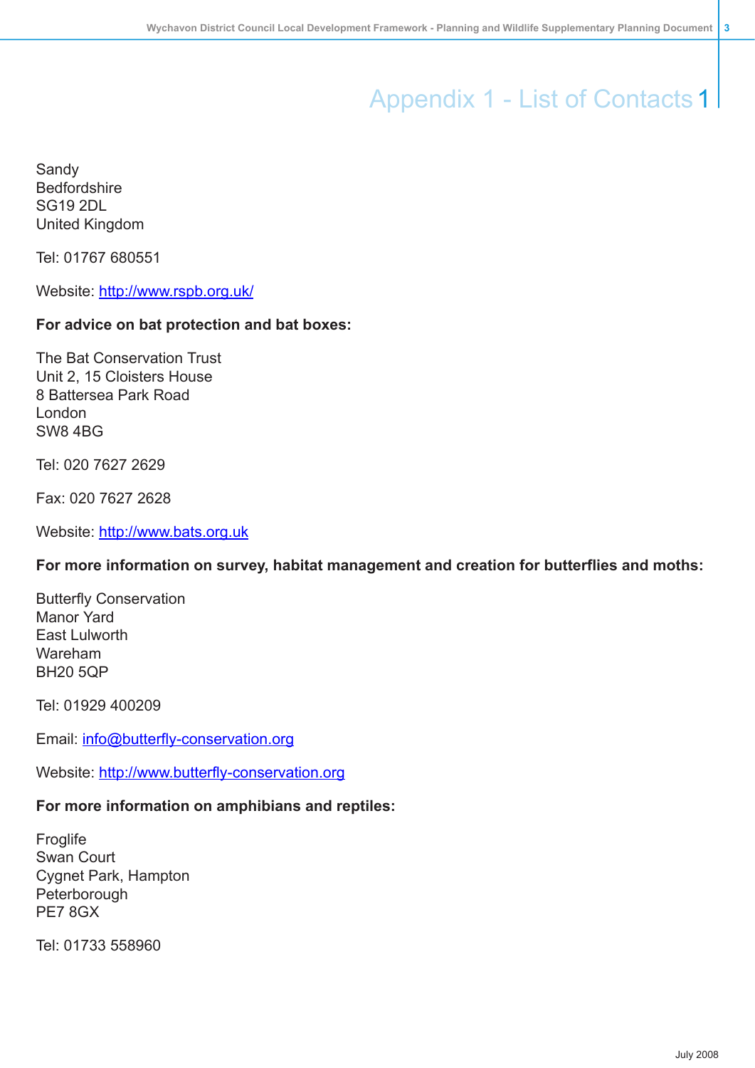# Appendix 1 - List of Contacts 1

Sandy
Bedfordshire
SG19 2DL
United Kingdom

Tel: 01767 680551

Website: http://www.rspb.org.uk/

**For advice on bat protection and bat boxes:**

The Bat Conservation Trust
Unit 2, 15 Cloisters House
8 Battersea Park Road
London
SW8 4BG

Tel: 020 7627 2629

Fax: 020 7627 2628

Website: http://www.bats.org.uk

**For more information on survey, habitat management and creation for butterflies and moths:**

Butterfly Conservation
Manor Yard
East Lulworth
Wareham
BH20 5QP

Tel: 01929 400209

Email: info@butterfly-conservation.org

Website: http://www.butterfly-conservation.org

**For more information on amphibians and reptiles:**

Froglife
Swan Court
Cygnet Park, Hampton
Peterborough
PE7 8GX

Tel: 01733 558960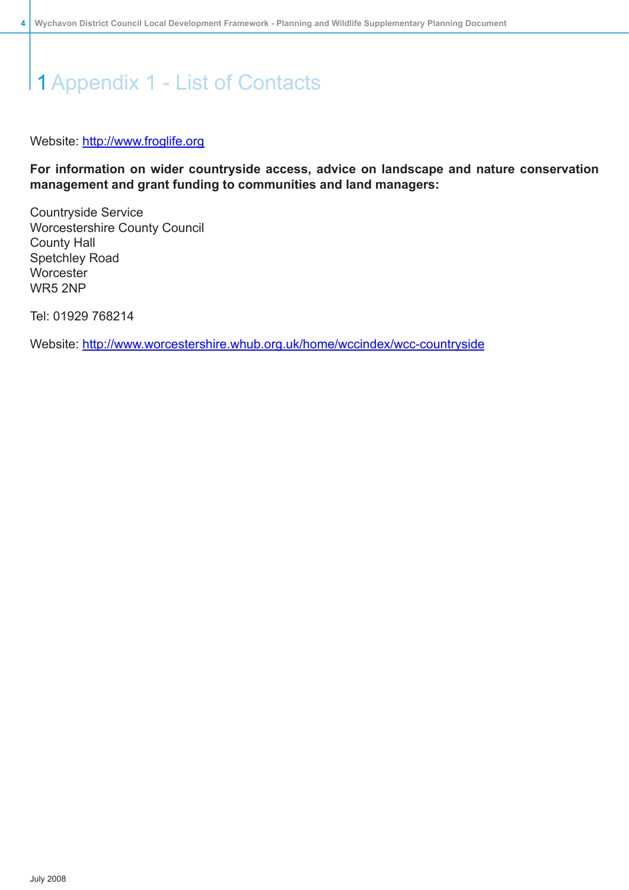# 1 Appendix 1 - List of Contacts

Website: http://www.froglife.org

**For information on wider countryside access, advice on landscape and nature conservation management and grant funding to communities and land managers:**

Countryside Service
Worcestershire County Council
County Hall
Spetchley Road
Worcester
WR5 2NP

Tel: 01929 768214

Website: http://www.worcestershire.whub.org.uk/home/wccindex/wcc-countryside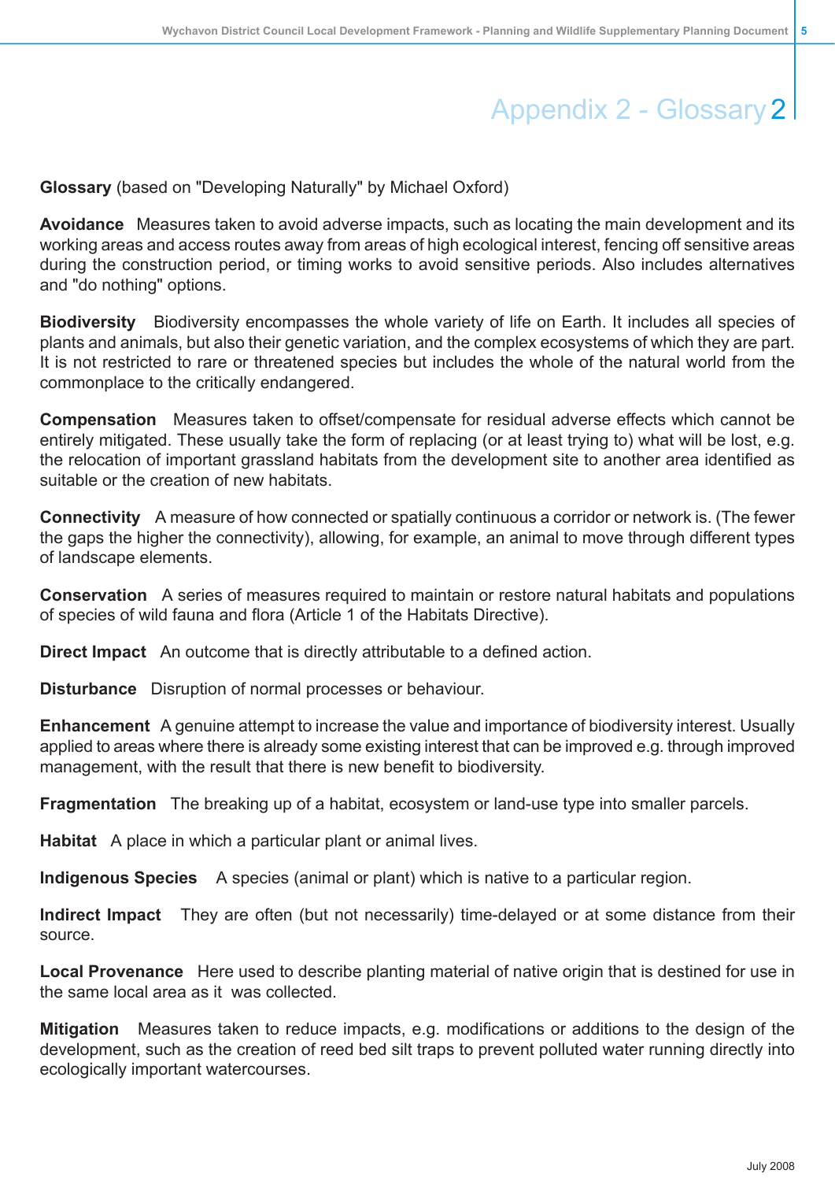# Appendix 2 - Glossary

**Glossary** (based on "Developing Naturally" by Michael Oxford)

**Avoidance** Measures taken to avoid adverse impacts, such as locating the main development and its working areas and access routes away from areas of high ecological interest, fencing off sensitive areas during the construction period, or timing works to avoid sensitive periods. Also includes alternatives and "do nothing" options.

**Biodiversity** Biodiversity encompasses the whole variety of life on Earth. It includes all species of plants and animals, but also their genetic variation, and the complex ecosystems of which they are part. It is not restricted to rare or threatened species but includes the whole of the natural world from the commonplace to the critically endangered.

**Compensation** Measures taken to offset/compensate for residual adverse effects which cannot be entirely mitigated. These usually take the form of replacing (or at least trying to) what will be lost, e.g. the relocation of important grassland habitats from the development site to another area identified as suitable or the creation of new habitats.

**Connectivity** A measure of how connected or spatially continuous a corridor or network is. (The fewer the gaps the higher the connectivity), allowing, for example, an animal to move through different types of landscape elements.

**Conservation** A series of measures required to maintain or restore natural habitats and populations of species of wild fauna and flora (Article 1 of the Habitats Directive).

**Direct Impact** An outcome that is directly attributable to a defined action.

**Disturbance** Disruption of normal processes or behaviour.

**Enhancement** A genuine attempt to increase the value and importance of biodiversity interest. Usually applied to areas where there is already some existing interest that can be improved e.g. through improved management, with the result that there is new benefit to biodiversity.

**Fragmentation** The breaking up of a habitat, ecosystem or land-use type into smaller parcels.

**Habitat** A place in which a particular plant or animal lives.

**Indigenous Species** A species (animal or plant) which is native to a particular region.

**Indirect Impact** They are often (but not necessarily) time-delayed or at some distance from their source.

**Local Provenance** Here used to describe planting material of native origin that is destined for use in the same local area as it was collected.

**Mitigation** Measures taken to reduce impacts, e.g. modifications or additions to the design of the development, such as the creation of reed bed silt traps to prevent polluted water running directly into ecologically important watercourses.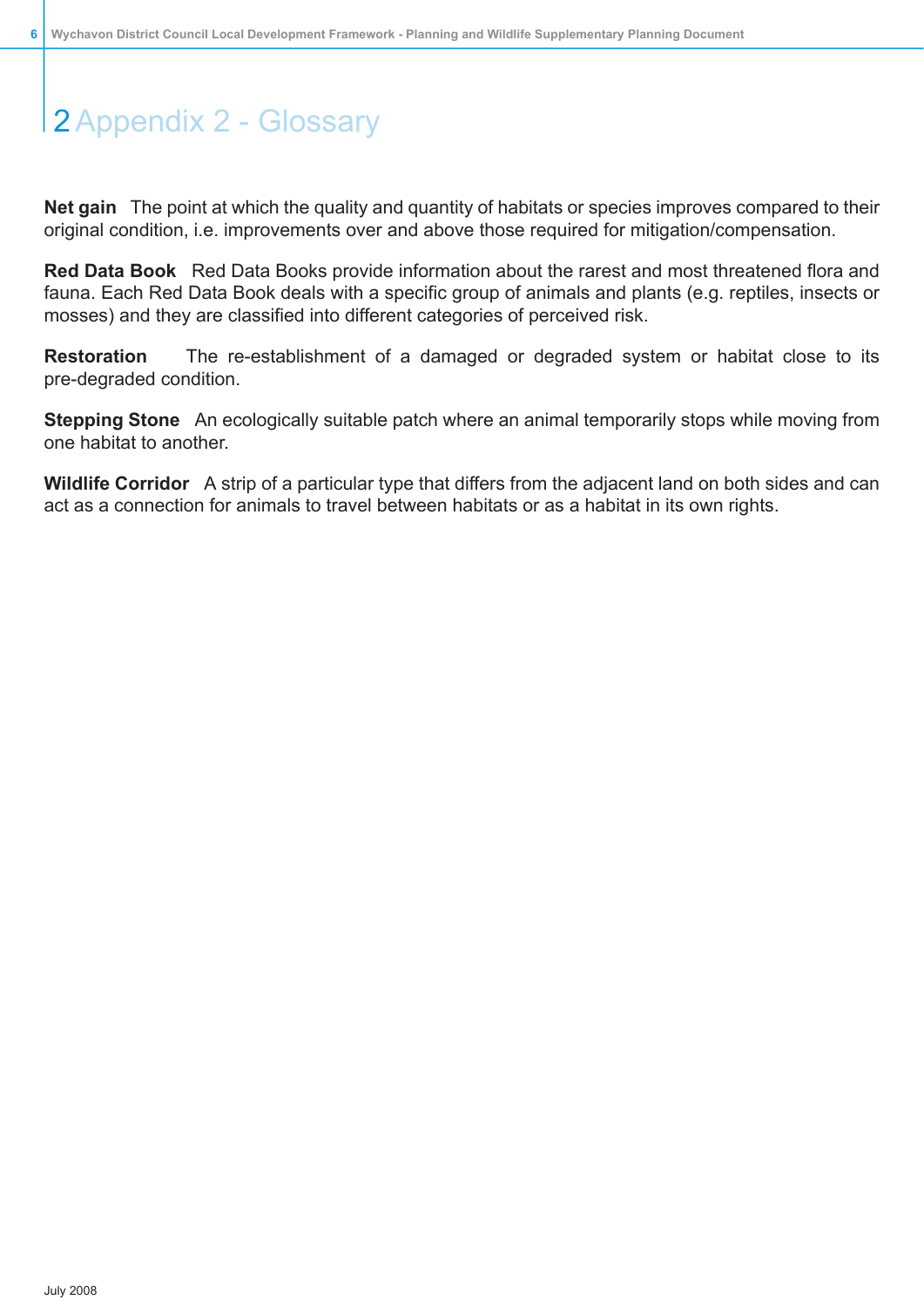# 2 Appendix 2 - Glossary

**Net gain** The point at which the quality and quantity of habitats or species improves compared to their original condition, i.e. improvements over and above those required for mitigation/compensation.

**Red Data Book** Red Data Books provide information about the rarest and most threatened flora and fauna. Each Red Data Book deals with a specific group of animals and plants (e.g. reptiles, insects or mosses) and they are classified into different categories of perceived risk.

**Restoration** The re-establishment of a damaged or degraded system or habitat close to its pre-degraded condition.

**Stepping Stone** An ecologically suitable patch where an animal temporarily stops while moving from one habitat to another.

**Wildlife Corridor** A strip of a particular type that differs from the adjacent land on both sides and can act as a connection for animals to travel between habitats or as a habitat in its own rights.

July 2008